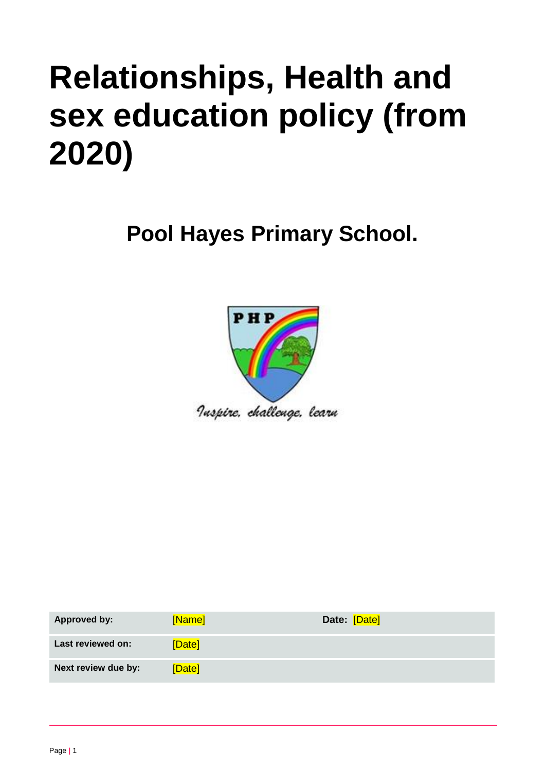# Relationships, Health and sex education policy (from 2020)

## Pool Hayes Primary School.

Inspire, challenge, learn

| Approved by: | [Name] | Date: [Date] |
|---|---|---|
| Last reviewed on: | [Date] | |
| Next review due by: | [Date] | |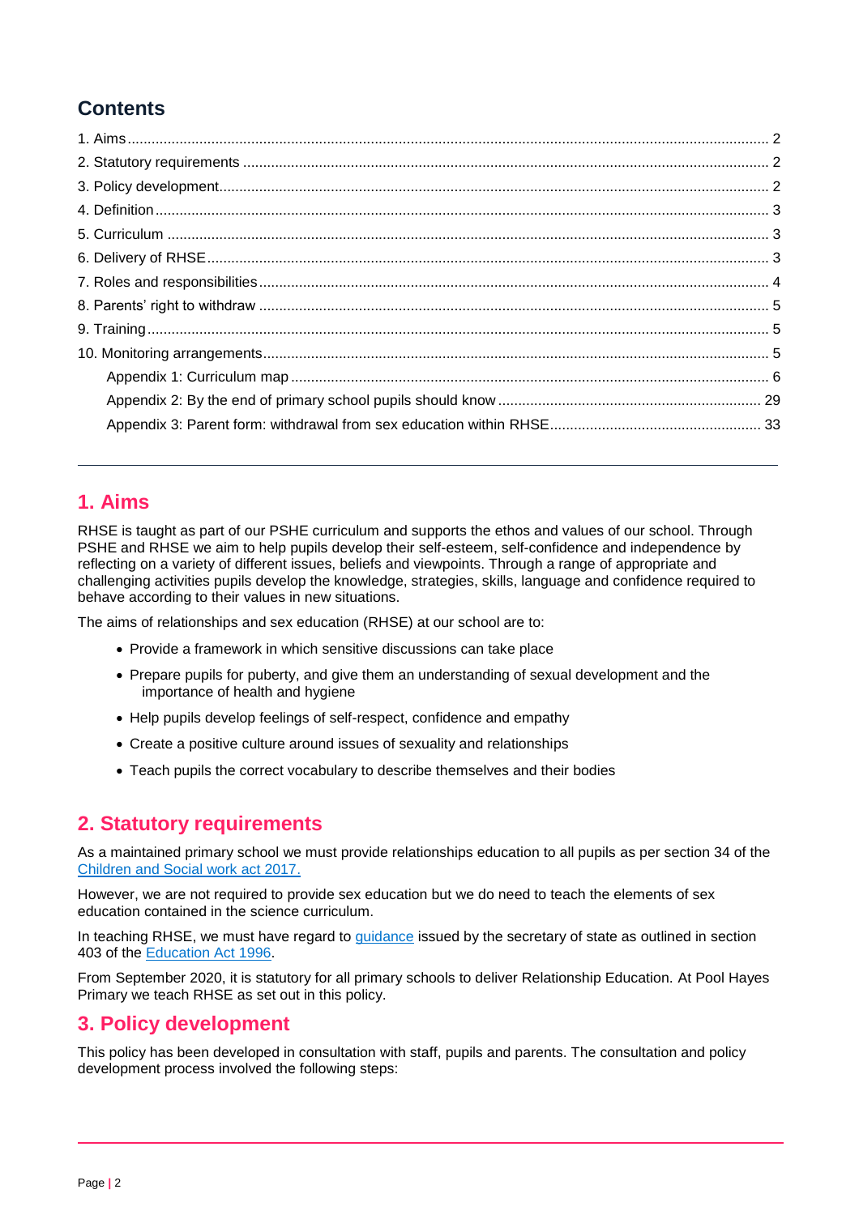## Contents

1. Aims ... 2
2. Statutory requirements ... 2
3. Policy development ... 2
4. Definition ... 3
5. Curriculum ... 3
6. Delivery of RHSE ... 3
7. Roles and responsibilities ... 4
8. Parents' right to withdraw ... 5
9. Training ... 5
10. Monitoring arrangements ... 5
    - Appendix 1: Curriculum map ... 6
    - Appendix 2: By the end of primary school pupils should know ... 29
    - Appendix 3: Parent form: withdrawal from sex education within RHSE ... 33

---

## 1. Aims

RHSE is taught as part of our PSHE curriculum and supports the ethos and values of our school. Through PSHE and RHSE we aim to help pupils develop their self-esteem, self-confidence and independence by reflecting on a variety of different issues, beliefs and viewpoints. Through a range of appropriate and challenging activities pupils develop the knowledge, strategies, skills, language and confidence required to behave according to their values in new situations.

The aims of relationships and sex education (RHSE) at our school are to:

- Provide a framework in which sensitive discussions can take place
- Prepare pupils for puberty, and give them an understanding of sexual development and the importance of health and hygiene
- Help pupils develop feelings of self-respect, confidence and empathy
- Create a positive culture around issues of sexuality and relationships
- Teach pupils the correct vocabulary to describe themselves and their bodies

## 2. Statutory requirements

As a maintained primary school we must provide relationships education to all pupils as per section 34 of the Children and Social work act 2017.

However, we are not required to provide sex education but we do need to teach the elements of sex education contained in the science curriculum.

In teaching RHSE, we must have regard to guidance issued by the secretary of state as outlined in section 403 of the Education Act 1996.

From September 2020, it is statutory for all primary schools to deliver Relationship Education. At Pool Hayes Primary we teach RHSE as set out in this policy.

## 3. Policy development

This policy has been developed in consultation with staff, pupils and parents. The consultation and policy development process involved the following steps: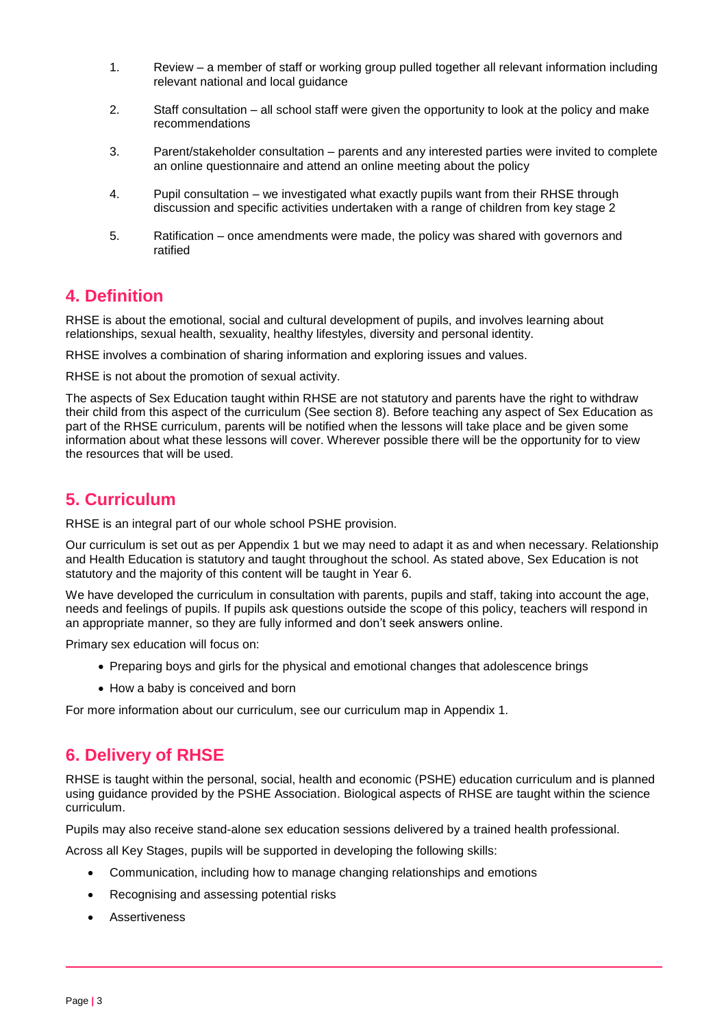1. Review – a member of staff or working group pulled together all relevant information including relevant national and local guidance

2. Staff consultation – all school staff were given the opportunity to look at the policy and make recommendations

3. Parent/stakeholder consultation – parents and any interested parties were invited to complete an online questionnaire and attend an online meeting about the policy

4. Pupil consultation – we investigated what exactly pupils want from their RHSE through discussion and specific activities undertaken with a range of children from key stage 2

5. Ratification – once amendments were made, the policy was shared with governors and ratified

## 4. Definition

RHSE is about the emotional, social and cultural development of pupils, and involves learning about relationships, sexual health, sexuality, healthy lifestyles, diversity and personal identity.

RHSE involves a combination of sharing information and exploring issues and values.

RHSE is not about the promotion of sexual activity.

The aspects of Sex Education taught within RHSE are not statutory and parents have the right to withdraw their child from this aspect of the curriculum (See section 8). Before teaching any aspect of Sex Education as part of the RHSE curriculum, parents will be notified when the lessons will take place and be given some information about what these lessons will cover. Wherever possible there will be the opportunity for to view the resources that will be used.

## 5. Curriculum

RHSE is an integral part of our whole school PSHE provision.

Our curriculum is set out as per Appendix 1 but we may need to adapt it as and when necessary. Relationship and Health Education is statutory and taught throughout the school. As stated above, Sex Education is not statutory and the majority of this content will be taught in Year 6.

We have developed the curriculum in consultation with parents, pupils and staff, taking into account the age, needs and feelings of pupils. If pupils ask questions outside the scope of this policy, teachers will respond in an appropriate manner, so they are fully informed and don't seek answers online.

Primary sex education will focus on:

- Preparing boys and girls for the physical and emotional changes that adolescence brings
- How a baby is conceived and born

For more information about our curriculum, see our curriculum map in Appendix 1.

## 6. Delivery of RHSE

RHSE is taught within the personal, social, health and economic (PSHE) education curriculum and is planned using guidance provided by the PSHE Association. Biological aspects of RHSE are taught within the science curriculum.

Pupils may also receive stand-alone sex education sessions delivered by a trained health professional.

Across all Key Stages, pupils will be supported in developing the following skills:

- Communication, including how to manage changing relationships and emotions
- Recognising and assessing potential risks
- Assertiveness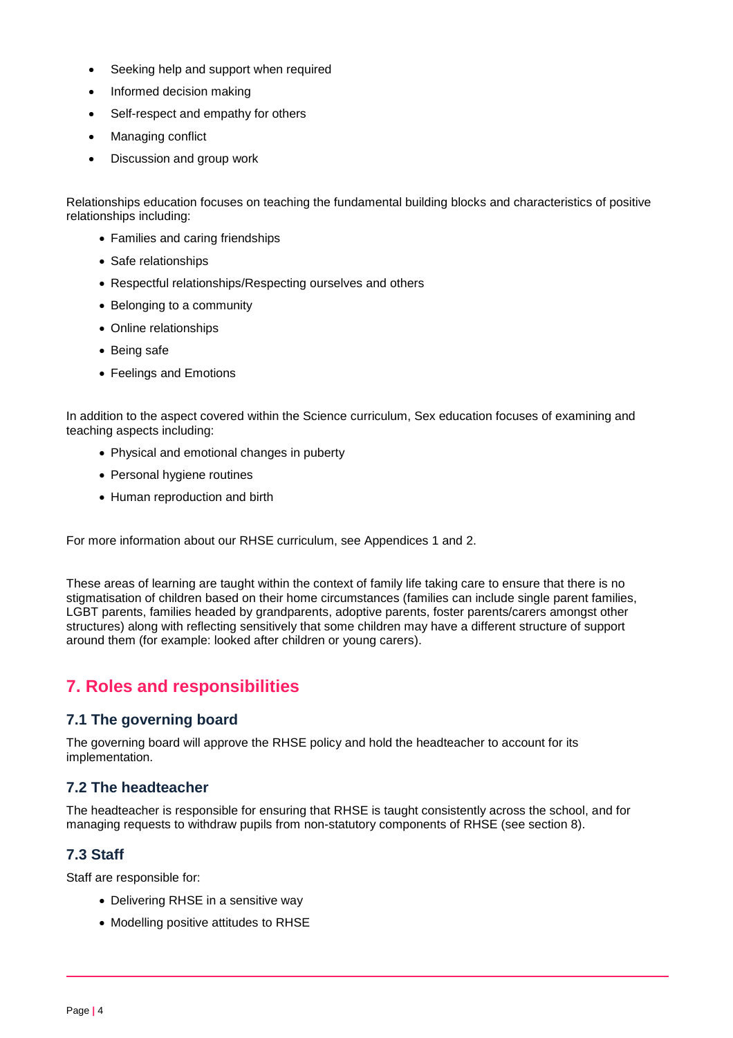- Seeking help and support when required
- Informed decision making
- Self-respect and empathy for others
- Managing conflict
- Discussion and group work

Relationships education focuses on teaching the fundamental building blocks and characteristics of positive relationships including:

- Families and caring friendships
- Safe relationships
- Respectful relationships/Respecting ourselves and others
- Belonging to a community
- Online relationships
- Being safe
- Feelings and Emotions

In addition to the aspect covered within the Science curriculum, Sex education focuses of examining and teaching aspects including:

- Physical and emotional changes in puberty
- Personal hygiene routines
- Human reproduction and birth

For more information about our RHSE curriculum, see Appendices 1 and 2.

These areas of learning are taught within the context of family life taking care to ensure that there is no stigmatisation of children based on their home circumstances (families can include single parent families, LGBT parents, families headed by grandparents, adoptive parents, foster parents/carers amongst other structures) along with reflecting sensitively that some children may have a different structure of support around them (for example: looked after children or young carers).

## 7. Roles and responsibilities

### 7.1 The governing board

The governing board will approve the RHSE policy and hold the headteacher to account for its implementation.

### 7.2 The headteacher

The headteacher is responsible for ensuring that RHSE is taught consistently across the school, and for managing requests to withdraw pupils from non-statutory components of RHSE (see section 8).

### 7.3 Staff

Staff are responsible for:

- Delivering RHSE in a sensitive way
- Modelling positive attitudes to RHSE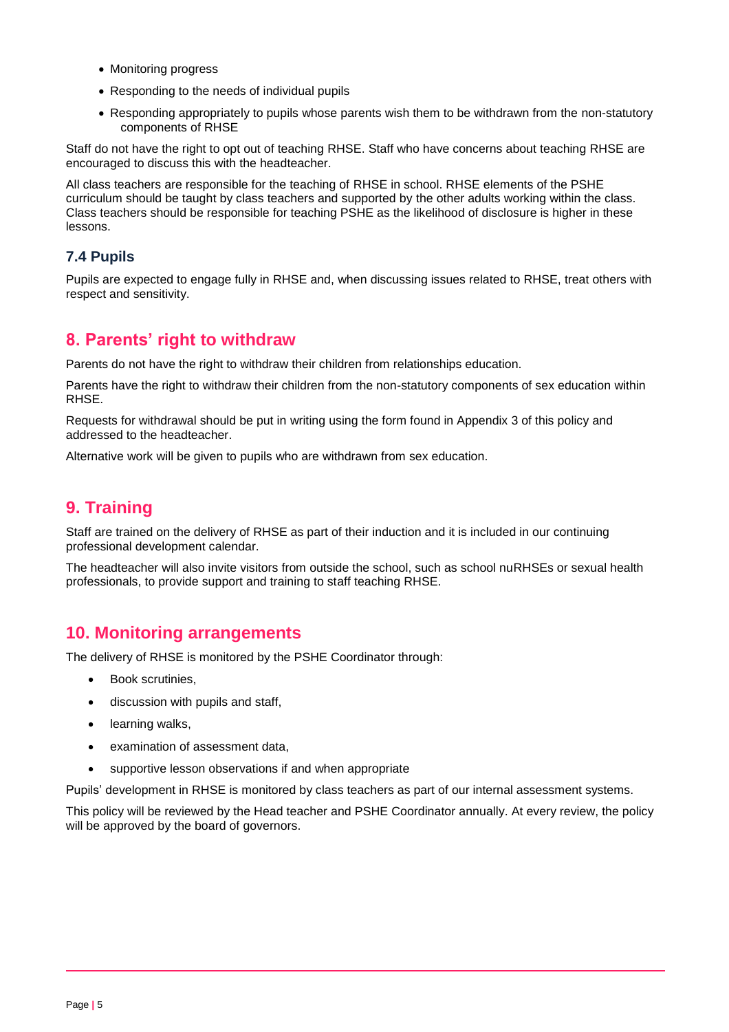- Monitoring progress
- Responding to the needs of individual pupils
- Responding appropriately to pupils whose parents wish them to be withdrawn from the non-statutory components of RHSE

Staff do not have the right to opt out of teaching RHSE. Staff who have concerns about teaching RHSE are encouraged to discuss this with the headteacher.

All class teachers are responsible for the teaching of RHSE in school. RHSE elements of the PSHE curriculum should be taught by class teachers and supported by the other adults working within the class. Class teachers should be responsible for teaching PSHE as the likelihood of disclosure is higher in these lessons.

### 7.4 Pupils

Pupils are expected to engage fully in RHSE and, when discussing issues related to RHSE, treat others with respect and sensitivity.

## 8. Parents' right to withdraw

Parents do not have the right to withdraw their children from relationships education.

Parents have the right to withdraw their children from the non-statutory components of sex education within RHSE.

Requests for withdrawal should be put in writing using the form found in Appendix 3 of this policy and addressed to the headteacher.

Alternative work will be given to pupils who are withdrawn from sex education.

## 9. Training

Staff are trained on the delivery of RHSE as part of their induction and it is included in our continuing professional development calendar.

The headteacher will also invite visitors from outside the school, such as school nuRHSEs or sexual health professionals, to provide support and training to staff teaching RHSE.

## 10. Monitoring arrangements

The delivery of RHSE is monitored by the PSHE Coordinator through:

- Book scrutinies,
- discussion with pupils and staff,
- learning walks,
- examination of assessment data,
- supportive lesson observations if and when appropriate

Pupils' development in RHSE is monitored by class teachers as part of our internal assessment systems.

This policy will be reviewed by the Head teacher and PSHE Coordinator annually. At every review, the policy will be approved by the board of governors.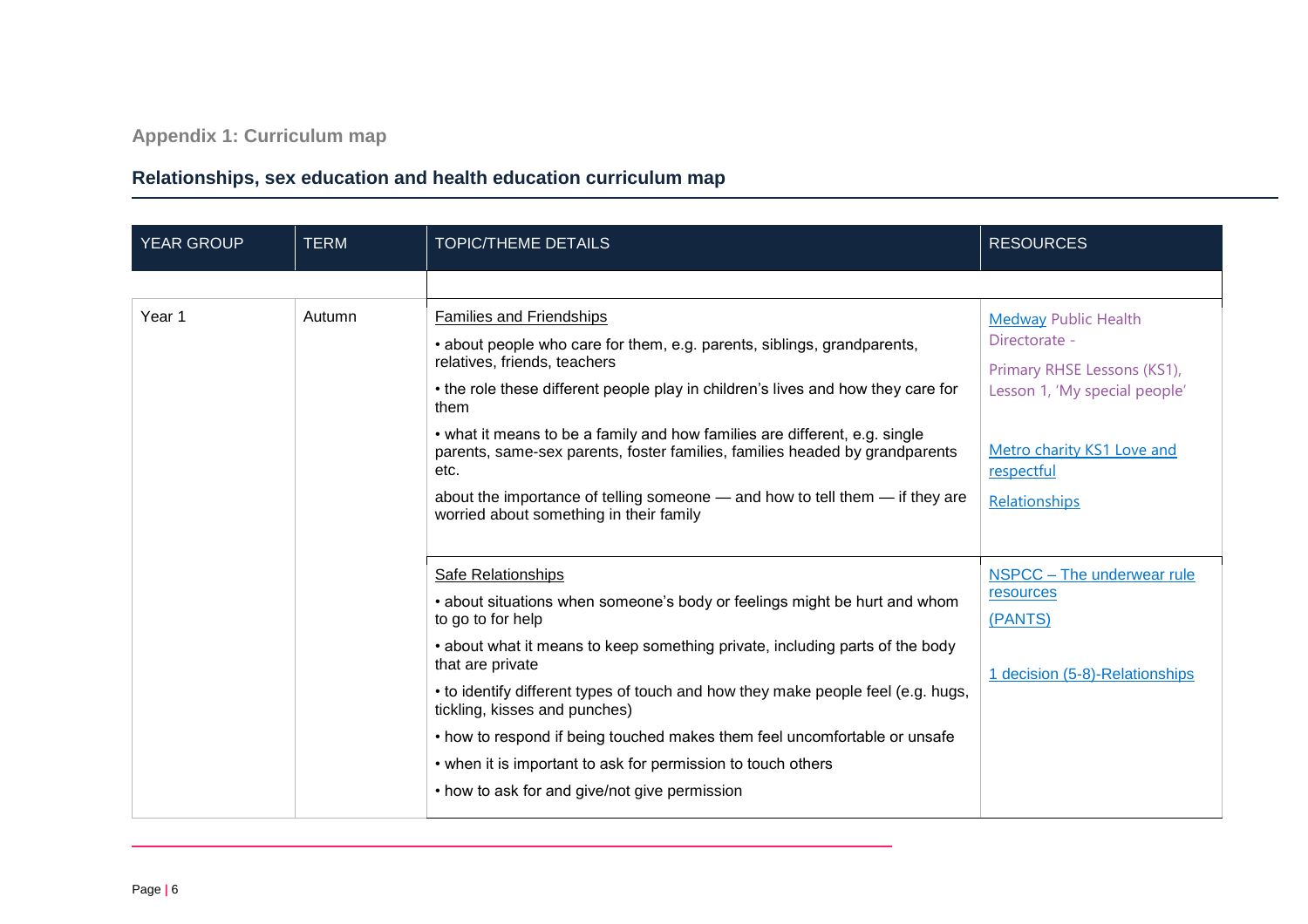## Appendix 1: Curriculum map

## Relationships, sex education and health education curriculum map

| YEAR GROUP | TERM | TOPIC/THEME DETAILS | RESOURCES |
|---|---|---|---|
| | | | |
| Year 1 | Autumn | Families and Friendships<br>• about people who care for them, e.g. parents, siblings, grandparents, relatives, friends, teachers<br>• the role these different people play in children's lives and how they care for them<br>• what it means to be a family and how families are different, e.g. single parents, same-sex parents, foster families, families headed by grandparents etc.<br>about the importance of telling someone — and how to tell them — if they are worried about something in their family | Medway Public Health Directorate -<br>Primary RHSE Lessons (KS1), Lesson 1, 'My special people'<br><br>Metro charity KS1 Love and respectful<br>Relationships |
| | | Safe Relationships<br>• about situations when someone's body or feelings might be hurt and whom to go to for help<br>• about what it means to keep something private, including parts of the body that are private<br>• to identify different types of touch and how they make people feel (e.g. hugs, tickling, kisses and punches)<br>• how to respond if being touched makes them feel uncomfortable or unsafe<br>• when it is important to ask for permission to touch others<br>• how to ask for and give/not give permission | NSPCC – The underwear rule resources<br>(PANTS)<br><br>1 decision (5-8)-Relationships |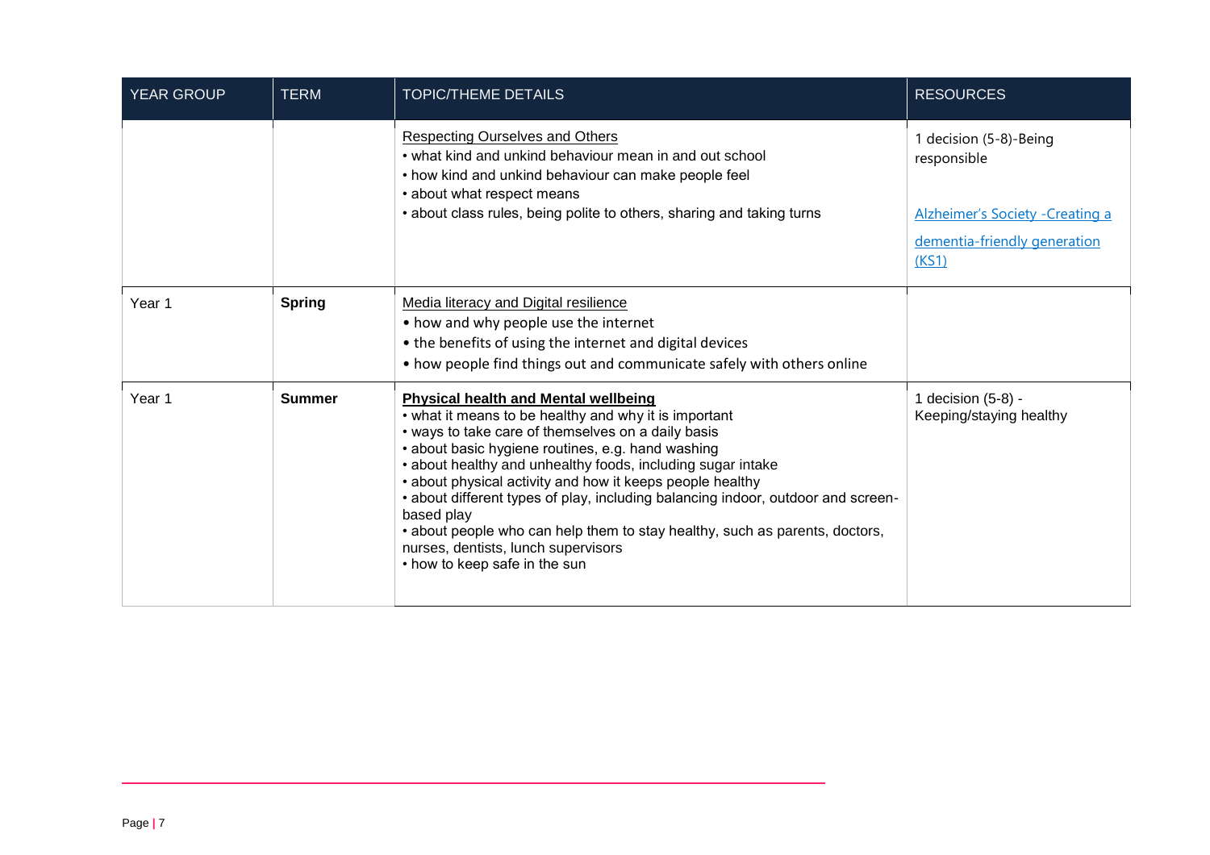| YEAR GROUP | TERM | TOPIC/THEME DETAILS | RESOURCES |
|---|---|---|---|
| | | Respecting Ourselves and Others<br>• what kind and unkind behaviour mean in and out school<br>• how kind and unkind behaviour can make people feel<br>• about what respect means<br>• about class rules, being polite to others, sharing and taking turns | 1 decision (5-8)-Being responsible<br><br>Alzheimer's Society -Creating a dementia-friendly generation (KS1) |
| Year 1 | **Spring** | Media literacy and Digital resilience<br>• how and why people use the internet<br>• the benefits of using the internet and digital devices<br>• how people find things out and communicate safely with others online | |
| Year 1 | **Summer** | **Physical health and Mental wellbeing**<br>• what it means to be healthy and why it is important<br>• ways to take care of themselves on a daily basis<br>• about basic hygiene routines, e.g. hand washing<br>• about healthy and unhealthy foods, including sugar intake<br>• about physical activity and how it keeps people healthy<br>• about different types of play, including balancing indoor, outdoor and screen-based play<br>• about people who can help them to stay healthy, such as parents, doctors, nurses, dentists, lunch supervisors<br>• how to keep safe in the sun | 1 decision (5-8) - Keeping/staying healthy |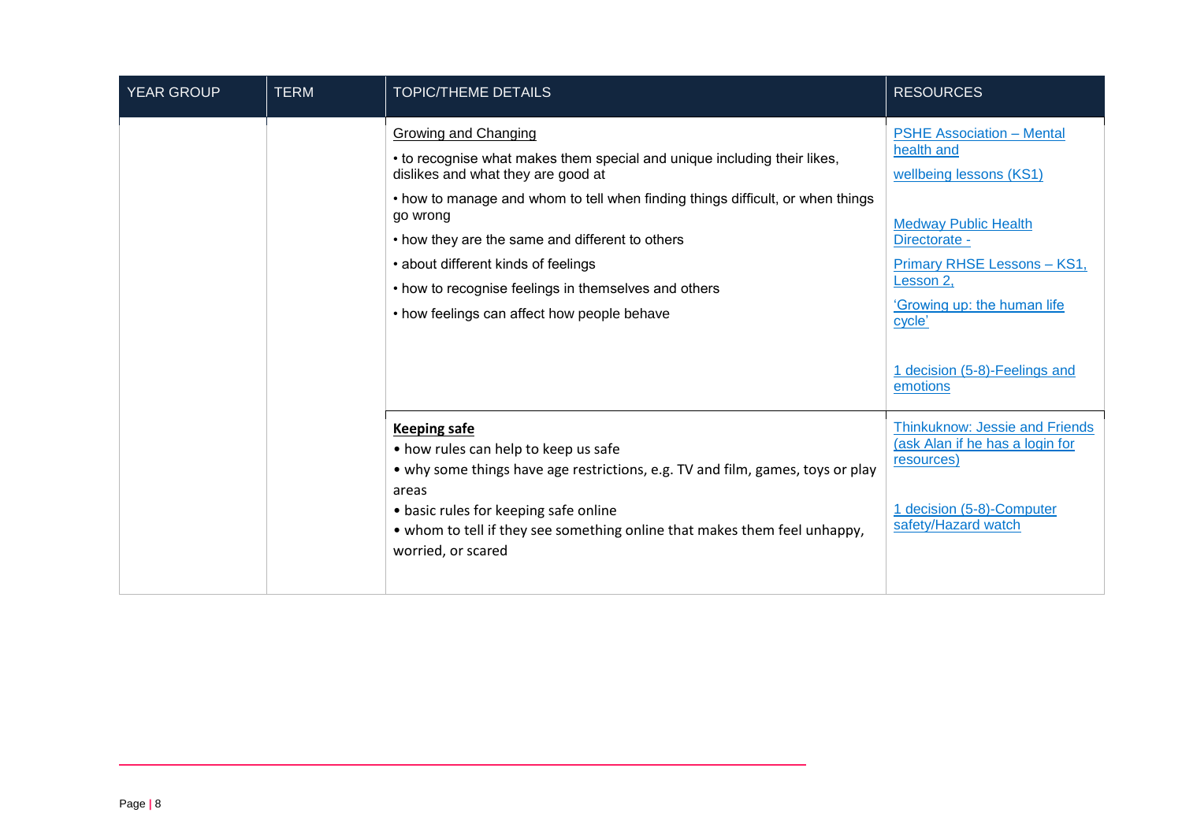| YEAR GROUP | TERM | TOPIC/THEME DETAILS | RESOURCES |
|---|---|---|---|
| | | Growing and Changing<br>• to recognise what makes them special and unique including their likes, dislikes and what they are good at<br>• how to manage and whom to tell when finding things difficult, or when things go wrong<br>• how they are the same and different to others<br>• about different kinds of feelings<br>• how to recognise feelings in themselves and others<br>• how feelings can affect how people behave | PSHE Association – Mental health and<br>wellbeing lessons (KS1)<br><br>Medway Public Health Directorate -<br>Primary RHSE Lessons – KS1, Lesson 2,<br>'Growing up: the human life cycle'<br><br>1 decision (5-8)-Feelings and emotions |
| | | **Keeping safe**<br>• how rules can help to keep us safe<br>• why some things have age restrictions, e.g. TV and film, games, toys or play areas<br>• basic rules for keeping safe online<br>• whom to tell if they see something online that makes them feel unhappy, worried, or scared | Thinkuknow: Jessie and Friends (ask Alan if he has a login for resources)<br><br>1 decision (5-8)-Computer safety/Hazard watch |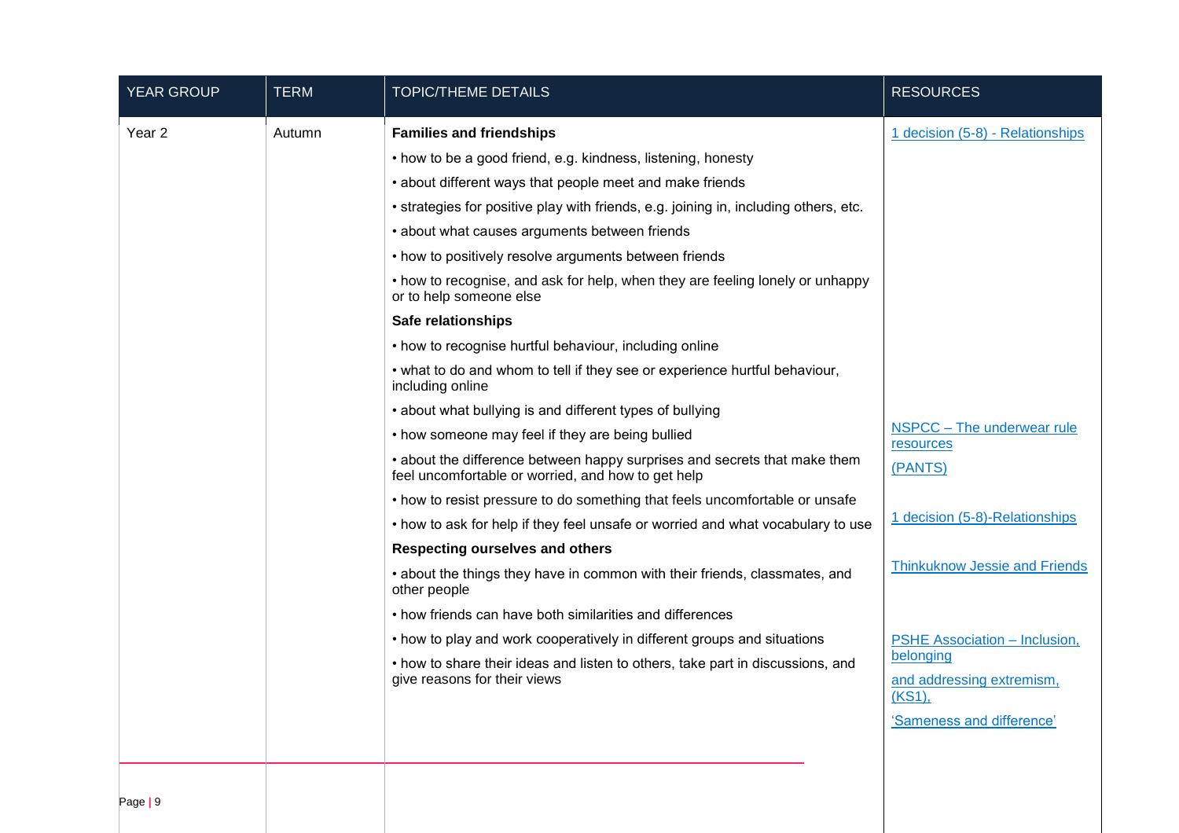| YEAR GROUP | TERM | TOPIC/THEME DETAILS | RESOURCES |
| --- | --- | --- | --- |
| Year 2 | Autumn | **Families and friendships**<br>• how to be a good friend, e.g. kindness, listening, honesty<br>• about different ways that people meet and make friends<br>• strategies for positive play with friends, e.g. joining in, including others, etc.<br>• about what causes arguments between friends<br>• how to positively resolve arguments between friends<br>• how to recognise, and ask for help, when they are feeling lonely or unhappy or to help someone else<br>**Safe relationships**<br>• how to recognise hurtful behaviour, including online<br>• what to do and whom to tell if they see or experience hurtful behaviour, including online<br>• about what bullying is and different types of bullying<br>• how someone may feel if they are being bullied<br>• about the difference between happy surprises and secrets that make them feel uncomfortable or worried, and how to get help<br>• how to resist pressure to do something that feels uncomfortable or unsafe<br>• how to ask for help if they feel unsafe or worried and what vocabulary to use<br>**Respecting ourselves and others**<br>• about the things they have in common with their friends, classmates, and other people<br>• how friends can have both similarities and differences<br>• how to play and work cooperatively in different groups and situations<br>• how to share their ideas and listen to others, take part in discussions, and give reasons for their views | 1 decision (5-8) - Relationships<br><br>NSPCC – The underwear rule resources<br>(PANTS)<br><br>1 decision (5-8)-Relationships<br><br>Thinkuknow Jessie and Friends<br><br>PSHE Association – Inclusion, belonging<br>and addressing extremism, (KS1),<br>'Sameness and difference' |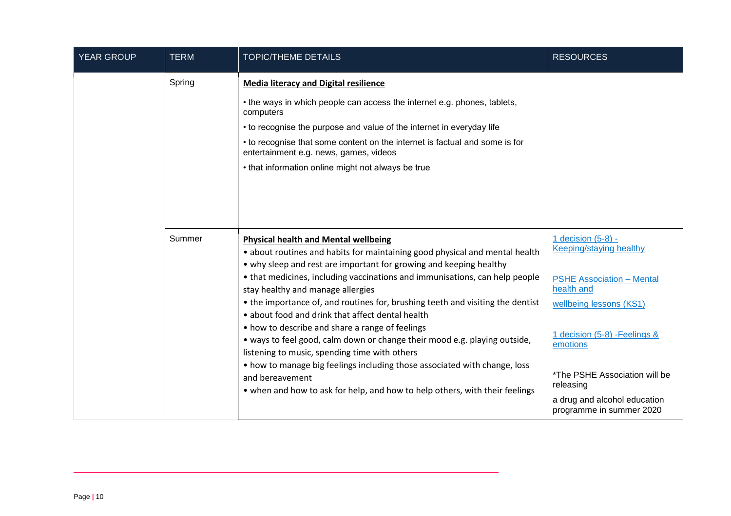| YEAR GROUP | TERM | TOPIC/THEME DETAILS | RESOURCES |
|---|---|---|---|
| | Spring | **Media literacy and Digital resilience**<br>• the ways in which people can access the internet e.g. phones, tablets, computers<br>• to recognise the purpose and value of the internet in everyday life<br>• to recognise that some content on the internet is factual and some is for entertainment e.g. news, games, videos<br>• that information online might not always be true | |
| | Summer | **Physical health and Mental wellbeing**<br>• about routines and habits for maintaining good physical and mental health<br>• why sleep and rest are important for growing and keeping healthy<br>• that medicines, including vaccinations and immunisations, can help people stay healthy and manage allergies<br>• the importance of, and routines for, brushing teeth and visiting the dentist<br>• about food and drink that affect dental health<br>• how to describe and share a range of feelings<br>• ways to feel good, calm down or change their mood e.g. playing outside, listening to music, spending time with others<br>• how to manage big feelings including those associated with change, loss and bereavement<br>• when and how to ask for help, and how to help others, with their feelings | 1 decision (5-8) - Keeping/staying healthy<br><br>PSHE Association – Mental health and wellbeing lessons (KS1)<br><br>1 decision (5-8) -Feelings & emotions<br><br>*The PSHE Association will be releasing a drug and alcohol education programme in summer 2020 |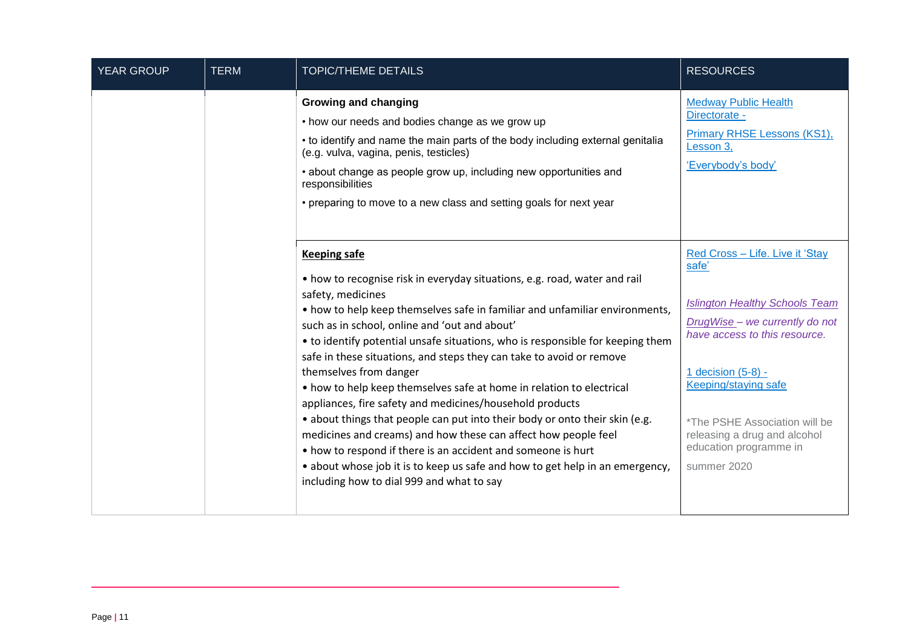| YEAR GROUP | TERM | TOPIC/THEME DETAILS | RESOURCES |
|---|---|---|---|
| | | **Growing and changing**<br>• how our needs and bodies change as we grow up<br>• to identify and name the main parts of the body including external genitalia (e.g. vulva, vagina, penis, testicles)<br>• about change as people grow up, including new opportunities and responsibilities<br>• preparing to move to a new class and setting goals for next year | Medway Public Health Directorate -<br>Primary RHSE Lessons (KS1), Lesson 3,<br>'Everybody's body' |
| | | **Keeping safe**<br>• how to recognise risk in everyday situations, e.g. road, water and rail safety, medicines<br>• how to help keep themselves safe in familiar and unfamiliar environments, such as in school, online and 'out and about'<br>• to identify potential unsafe situations, who is responsible for keeping them safe in these situations, and steps they can take to avoid or remove themselves from danger<br>• how to help keep themselves safe at home in relation to electrical appliances, fire safety and medicines/household products<br>• about things that people can put into their body or onto their skin (e.g. medicines and creams) and how these can affect how people feel<br>• how to respond if there is an accident and someone is hurt<br>• about whose job it is to keep us safe and how to get help in an emergency, including how to dial 999 and what to say | Red Cross – Life. Live it 'Stay safe'<br><br>*Islington Healthy Schools Team*<br>*DrugWise – we currently do not have access to this resource.*<br><br>1 decision (5-8) - Keeping/staying safe<br><br>*The PSHE Association will be releasing a drug and alcohol education programme in summer 2020 |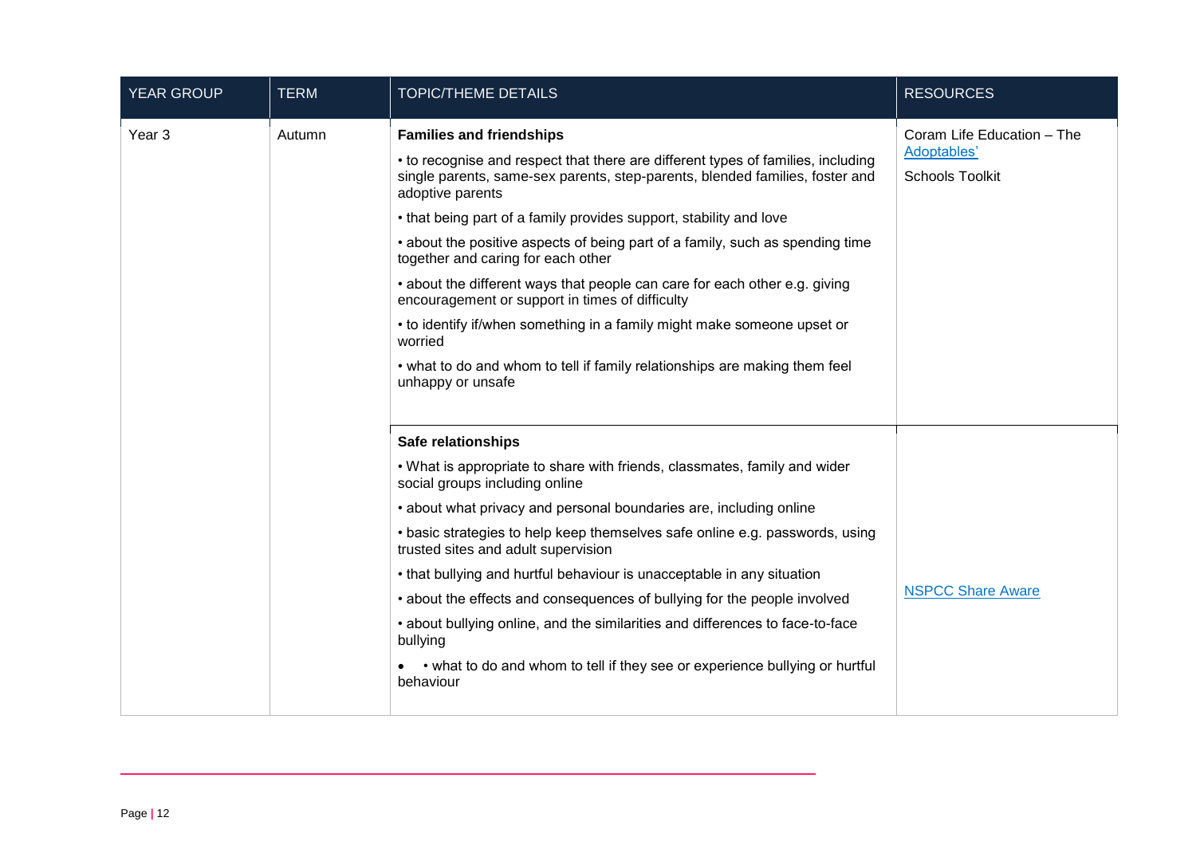| YEAR GROUP | TERM | TOPIC/THEME DETAILS | RESOURCES |
|---|---|---|---|
| Year 3 | Autumn | **Families and friendships**<br>• to recognise and respect that there are different types of families, including single parents, same-sex parents, step-parents, blended families, foster and adoptive parents<br>• that being part of a family provides support, stability and love<br>• about the positive aspects of being part of a family, such as spending time together and caring for each other<br>• about the different ways that people can care for each other e.g. giving encouragement or support in times of difficulty<br>• to identify if/when something in a family might make someone upset or worried<br>• what to do and whom to tell if family relationships are making them feel unhappy or unsafe | Coram Life Education – The Adoptables'<br>Schools Toolkit |
| | | **Safe relationships**<br>• What is appropriate to share with friends, classmates, family and wider social groups including online<br>• about what privacy and personal boundaries are, including online<br>• basic strategies to help keep themselves safe online e.g. passwords, using trusted sites and adult supervision<br>• that bullying and hurtful behaviour is unacceptable in any situation<br>• about the effects and consequences of bullying for the people involved<br>• about bullying online, and the similarities and differences to face-to-face bullying<br>• what to do and whom to tell if they see or experience bullying or hurtful behaviour | NSPCC Share Aware |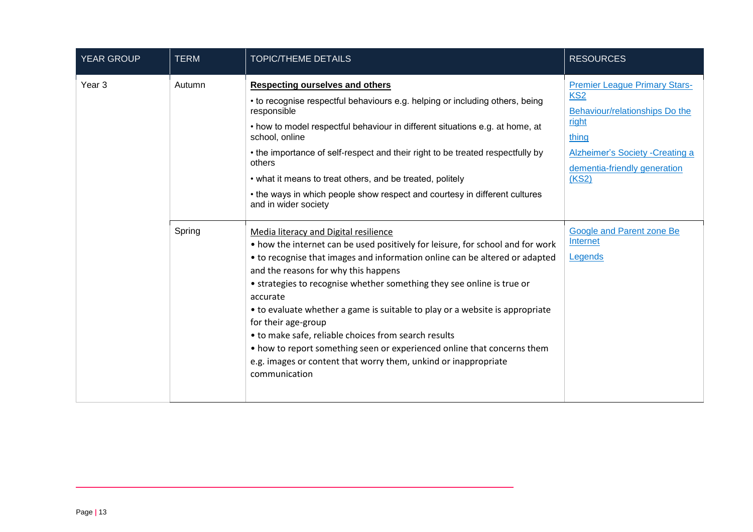| YEAR GROUP | TERM | TOPIC/THEME DETAILS | RESOURCES |
|---|---|---|---|
| Year 3 | Autumn | **Respecting ourselves and others**<br>• to recognise respectful behaviours e.g. helping or including others, being responsible<br>• how to model respectful behaviour in different situations e.g. at home, at school, online<br>• the importance of self-respect and their right to be treated respectfully by others<br>• what it means to treat others, and be treated, politely<br>• the ways in which people show respect and courtesy in different cultures and in wider society | Premier League Primary Stars- KS2<br>Behaviour/relationships Do the right thing<br>Alzheimer's Society -Creating a dementia-friendly generation (KS2) |
| | Spring | Media literacy and Digital resilience<br>• how the internet can be used positively for leisure, for school and for work<br>• to recognise that images and information online can be altered or adapted and the reasons for why this happens<br>• strategies to recognise whether something they see online is true or accurate<br>• to evaluate whether a game is suitable to play or a website is appropriate for their age-group<br>• to make safe, reliable choices from search results<br>• how to report something seen or experienced online that concerns them e.g. images or content that worry them, unkind or inappropriate communication | Google and Parent zone Be Internet Legends |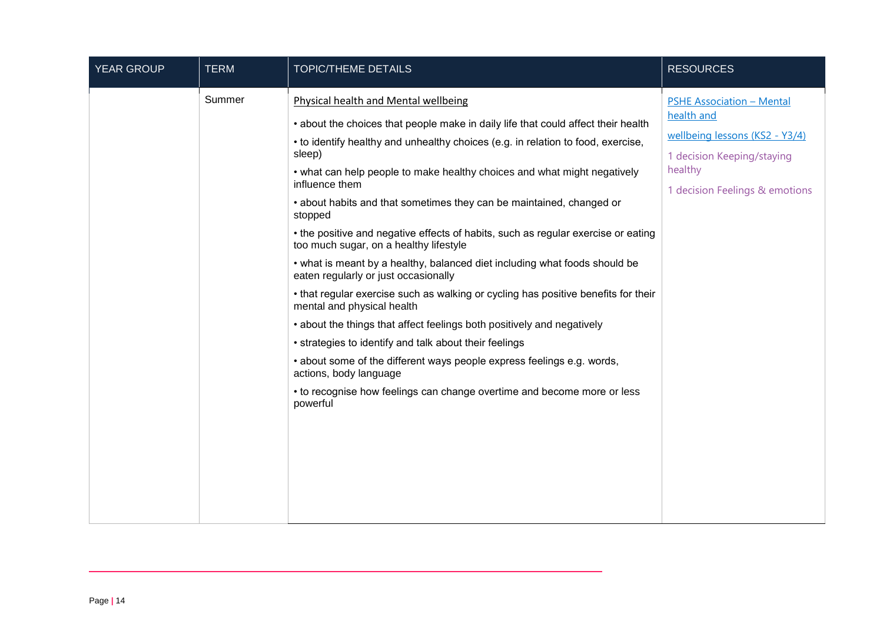| YEAR GROUP | TERM | TOPIC/THEME DETAILS | RESOURCES |
|---|---|---|---|
| | Summer | Physical health and Mental wellbeing<br>• about the choices that people make in daily life that could affect their health<br>• to identify healthy and unhealthy choices (e.g. in relation to food, exercise, sleep)<br>• what can help people to make healthy choices and what might negatively influence them<br>• about habits and that sometimes they can be maintained, changed or stopped<br>• the positive and negative effects of habits, such as regular exercise or eating too much sugar, on a healthy lifestyle<br>• what is meant by a healthy, balanced diet including what foods should be eaten regularly or just occasionally<br>• that regular exercise such as walking or cycling has positive benefits for their mental and physical health<br>• about the things that affect feelings both positively and negatively<br>• strategies to identify and talk about their feelings<br>• about some of the different ways people express feelings e.g. words, actions, body language<br>• to recognise how feelings can change overtime and become more or less powerful | PSHE Association – Mental health and wellbeing lessons (KS2 - Y3/4)<br>1 decision Keeping/staying healthy<br>1 decision Feelings & emotions |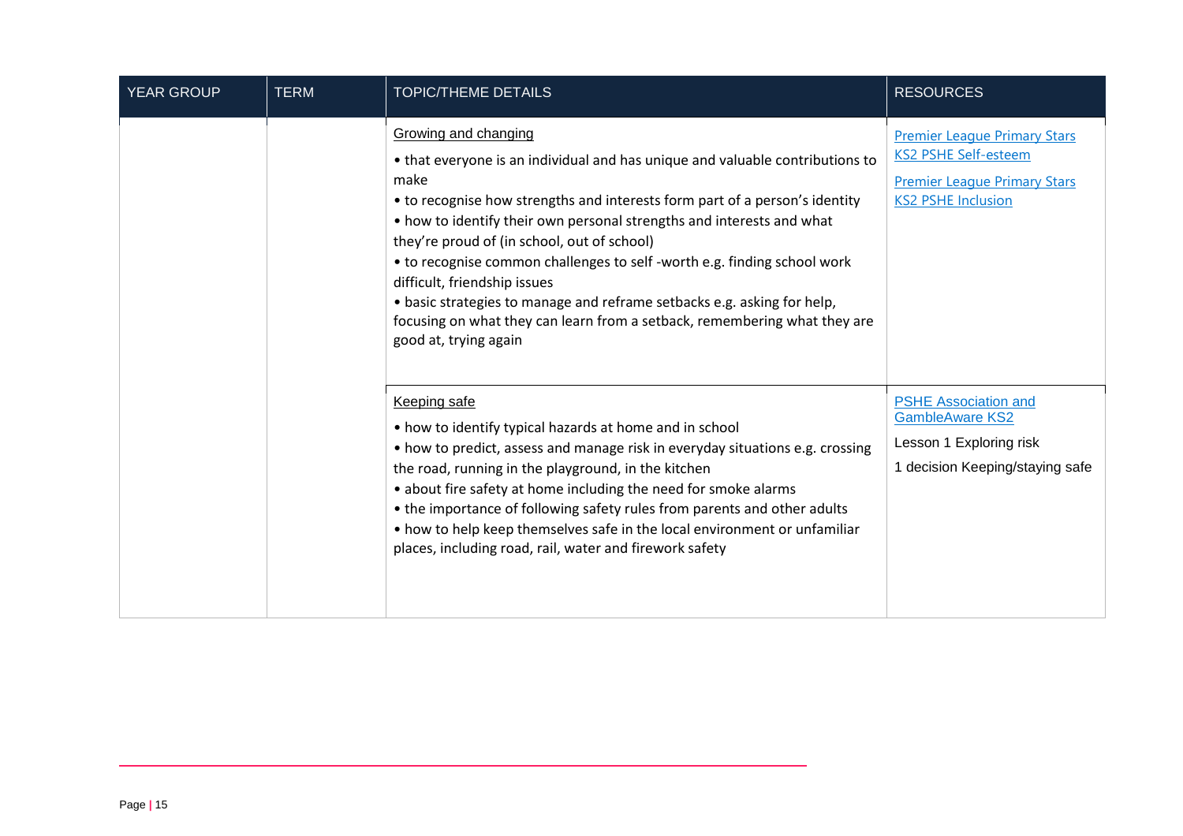| YEAR GROUP | TERM | TOPIC/THEME DETAILS | RESOURCES |
| --- | --- | --- | --- |
| | | Growing and changing<br>• that everyone is an individual and has unique and valuable contributions to make<br>• to recognise how strengths and interests form part of a person's identity<br>• how to identify their own personal strengths and interests and what they're proud of (in school, out of school)<br>• to recognise common challenges to self -worth e.g. finding school work difficult, friendship issues<br>• basic strategies to manage and reframe setbacks e.g. asking for help, focusing on what they can learn from a setback, remembering what they are good at, trying again | Premier League Primary Stars KS2 PSHE Self-esteem<br>Premier League Primary Stars KS2 PSHE Inclusion |
| | | Keeping safe<br>• how to identify typical hazards at home and in school<br>• how to predict, assess and manage risk in everyday situations e.g. crossing the road, running in the playground, in the kitchen<br>• about fire safety at home including the need for smoke alarms<br>• the importance of following safety rules from parents and other adults<br>• how to help keep themselves safe in the local environment or unfamiliar places, including road, rail, water and firework safety | PSHE Association and GambleAware KS2<br>Lesson 1 Exploring risk<br>1 decision Keeping/staying safe |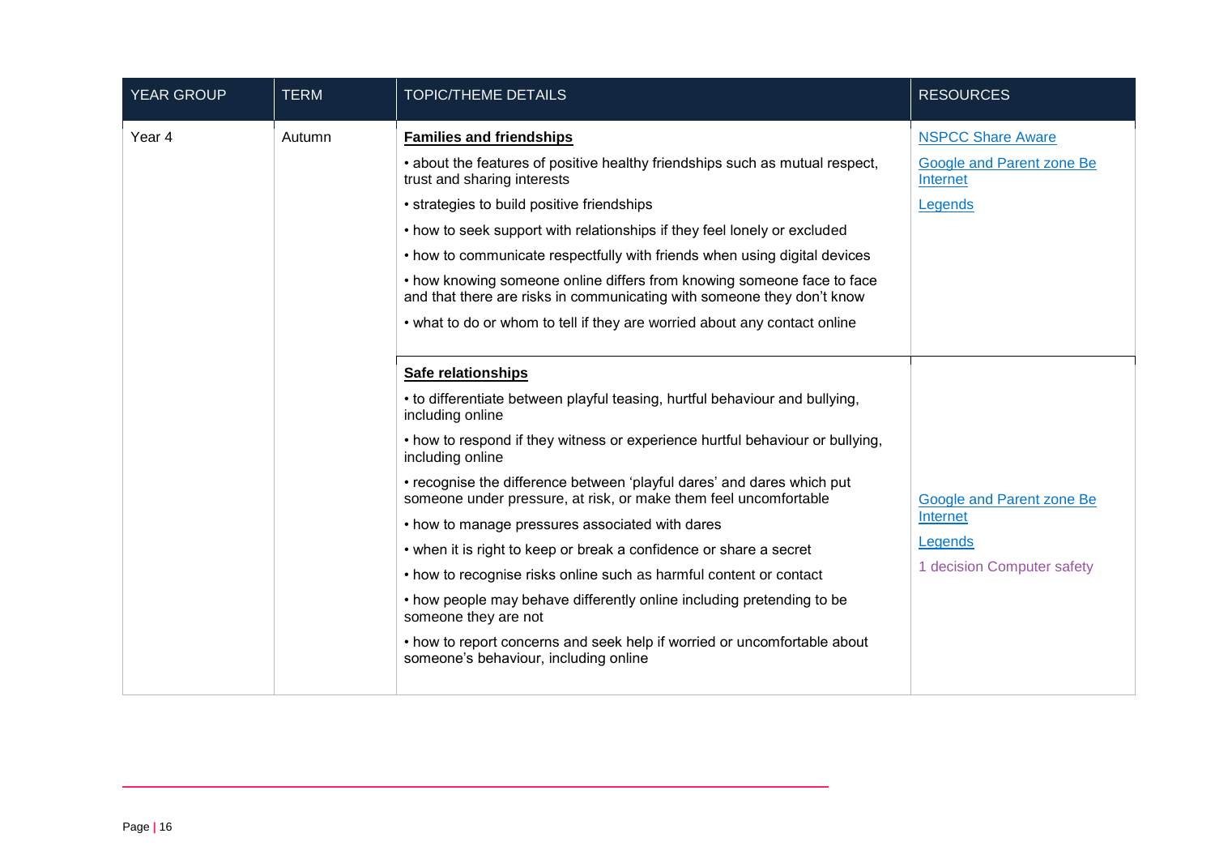| YEAR GROUP | TERM | TOPIC/THEME DETAILS | RESOURCES |
|---|---|---|---|
| Year 4 | Autumn | **Families and friendships**<br>• about the features of positive healthy friendships such as mutual respect, trust and sharing interests<br>• strategies to build positive friendships<br>• how to seek support with relationships if they feel lonely or excluded<br>• how to communicate respectfully with friends when using digital devices<br>• how knowing someone online differs from knowing someone face to face and that there are risks in communicating with someone they don't know<br>• what to do or whom to tell if they are worried about any contact online | NSPCC Share Aware<br>Google and Parent zone Be Internet<br>Legends |
| | | **Safe relationships**<br>• to differentiate between playful teasing, hurtful behaviour and bullying, including online<br>• how to respond if they witness or experience hurtful behaviour or bullying, including online<br>• recognise the difference between 'playful dares' and dares which put someone under pressure, at risk, or make them feel uncomfortable<br>• how to manage pressures associated with dares<br>• when it is right to keep or break a confidence or share a secret<br>• how to recognise risks online such as harmful content or contact<br>• how people may behave differently online including pretending to be someone they are not<br>• how to report concerns and seek help if worried or uncomfortable about someone's behaviour, including online | Google and Parent zone Be Internet<br>Legends<br>1 decision Computer safety |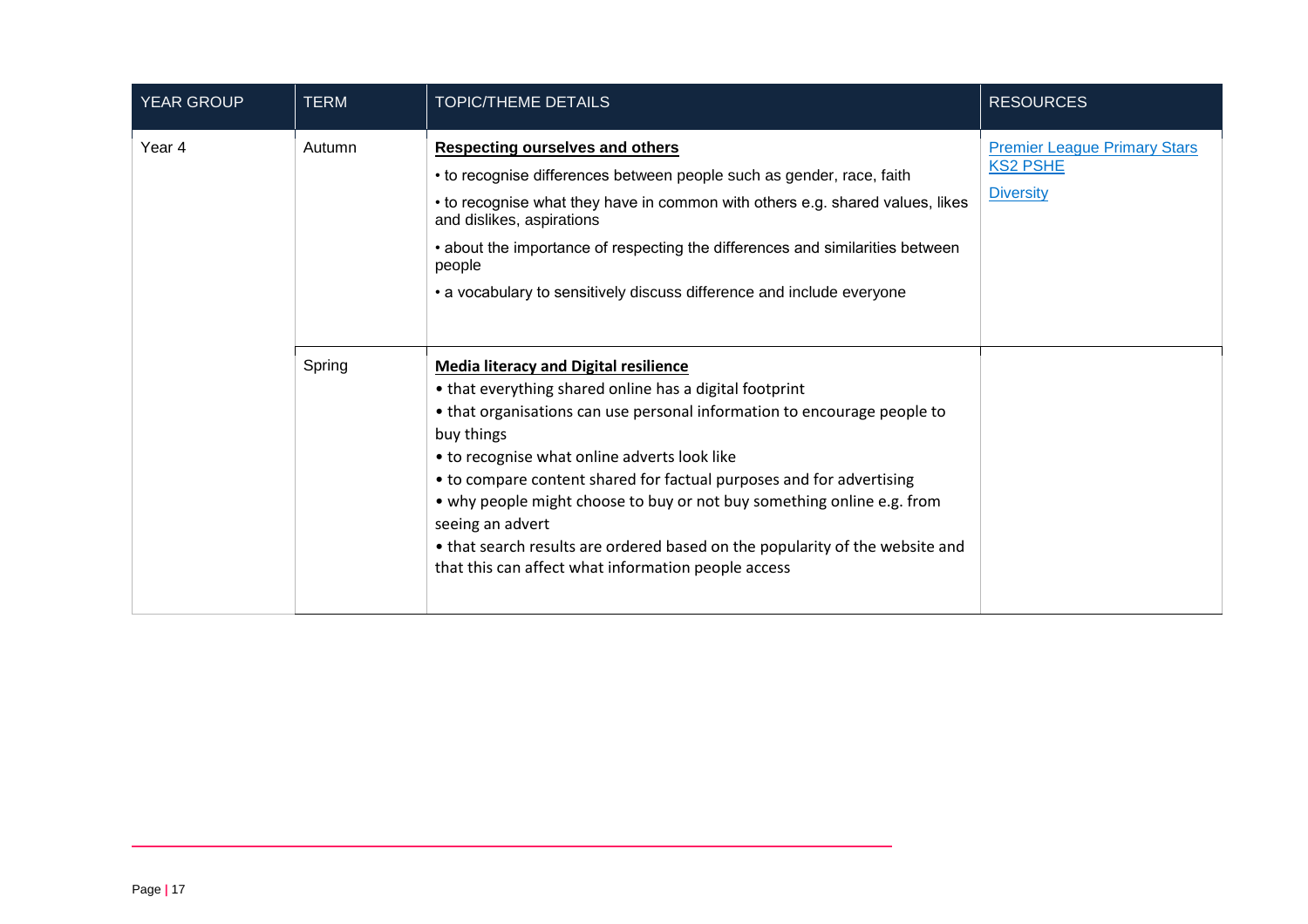| YEAR GROUP | TERM | TOPIC/THEME DETAILS | RESOURCES |
|---|---|---|---|
| Year 4 | Autumn | **Respecting ourselves and others**<br>• to recognise differences between people such as gender, race, faith<br>• to recognise what they have in common with others e.g. shared values, likes and dislikes, aspirations<br>• about the importance of respecting the differences and similarities between people<br>• a vocabulary to sensitively discuss difference and include everyone | Premier League Primary Stars KS2 PSHE<br>Diversity |
| | Spring | **Media literacy and Digital resilience**<br>• that everything shared online has a digital footprint<br>• that organisations can use personal information to encourage people to buy things<br>• to recognise what online adverts look like<br>• to compare content shared for factual purposes and for advertising<br>• why people might choose to buy or not buy something online e.g. from seeing an advert<br>• that search results are ordered based on the popularity of the website and that this can affect what information people access | |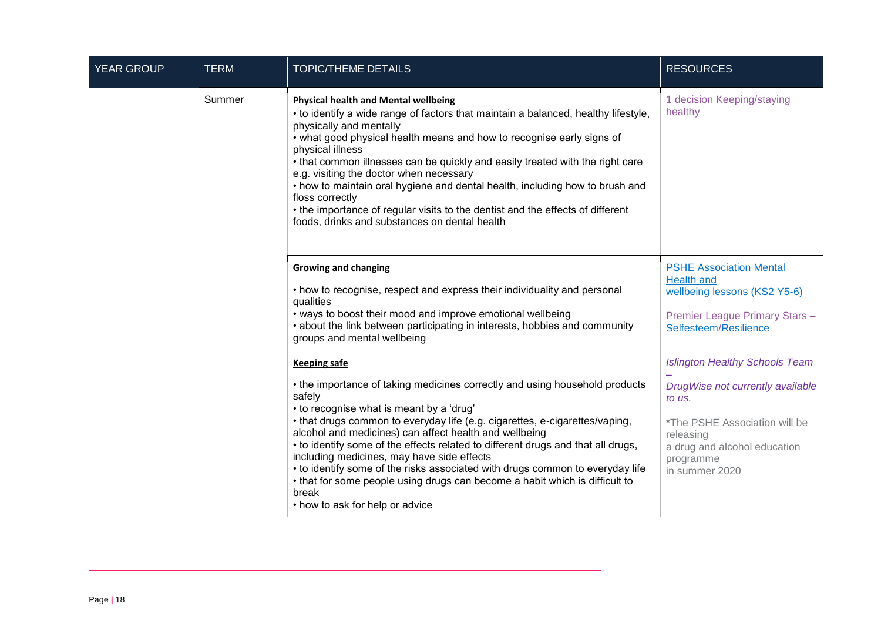| YEAR GROUP | TERM | TOPIC/THEME DETAILS | RESOURCES |
|---|---|---|---|
| | Summer | **Physical health and Mental wellbeing**<br>• to identify a wide range of factors that maintain a balanced, healthy lifestyle, physically and mentally<br>• what good physical health means and how to recognise early signs of physical illness<br>• that common illnesses can be quickly and easily treated with the right care e.g. visiting the doctor when necessary<br>• how to maintain oral hygiene and dental health, including how to brush and floss correctly<br>• the importance of regular visits to the dentist and the effects of different foods, drinks and substances on dental health | 1 decision Keeping/staying healthy |
| | | **Growing and changing**<br>• how to recognise, respect and express their individuality and personal qualities<br>• ways to boost their mood and improve emotional wellbeing<br>• about the link between participating in interests, hobbies and community groups and mental wellbeing | PSHE Association Mental Health and wellbeing lessons (KS2 Y5-6)<br><br>Premier League Primary Stars – Selfesteem/Resilience |
| | | **Keeping safe**<br>• the importance of taking medicines correctly and using household products safely<br>• to recognise what is meant by a 'drug'<br>• that drugs common to everyday life (e.g. cigarettes, e-cigarettes/vaping, alcohol and medicines) can affect health and wellbeing<br>• to identify some of the effects related to different drugs and that all drugs, including medicines, may have side effects<br>• to identify some of the risks associated with drugs common to everyday life<br>• that for some people using drugs can become a habit which is difficult to break<br>• how to ask for help or advice | *Islington Healthy Schools Team – DrugWise not currently available to us.*<br><br>*The PSHE Association will be releasing a drug and alcohol education programme in summer 2020 |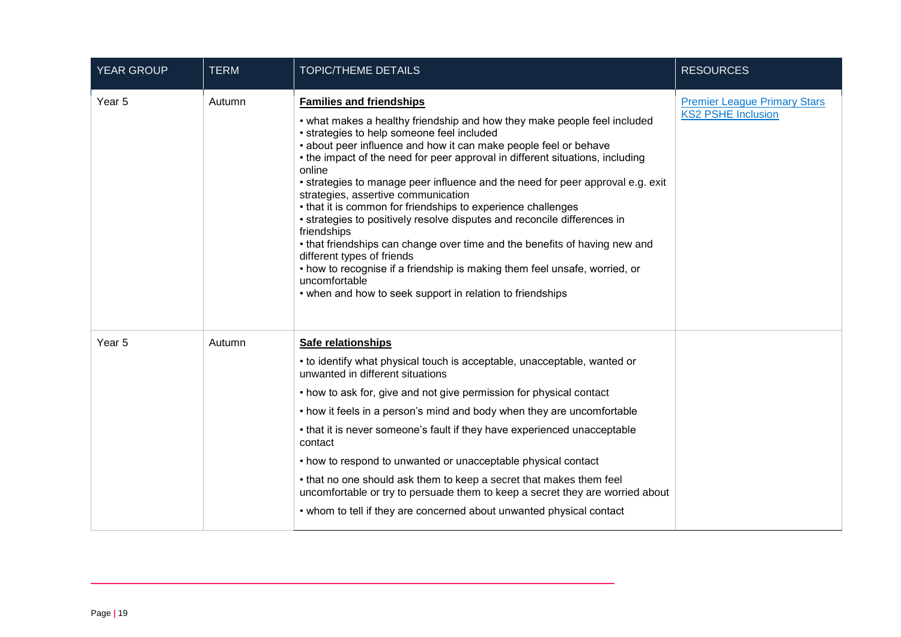| YEAR GROUP | TERM | TOPIC/THEME DETAILS | RESOURCES |
|---|---|---|---|
| Year 5 | Autumn | **Families and friendships**<br><br>• what makes a healthy friendship and how they make people feel included<br>• strategies to help someone feel included<br>• about peer influence and how it can make people feel or behave<br>• the impact of the need for peer approval in different situations, including online<br>• strategies to manage peer influence and the need for peer approval e.g. exit strategies, assertive communication<br>• that it is common for friendships to experience challenges<br>• strategies to positively resolve disputes and reconcile differences in friendships<br>• that friendships can change over time and the benefits of having new and different types of friends<br>• how to recognise if a friendship is making them feel unsafe, worried, or uncomfortable<br>• when and how to seek support in relation to friendships | Premier League Primary Stars KS2 PSHE Inclusion |
| Year 5 | Autumn | **Safe relationships**<br><br>• to identify what physical touch is acceptable, unacceptable, wanted or unwanted in different situations<br>• how to ask for, give and not give permission for physical contact<br>• how it feels in a person's mind and body when they are uncomfortable<br>• that it is never someone's fault if they have experienced unacceptable contact<br>• how to respond to unwanted or unacceptable physical contact<br>• that no one should ask them to keep a secret that makes them feel uncomfortable or try to persuade them to keep a secret they are worried about<br>• whom to tell if they are concerned about unwanted physical contact | |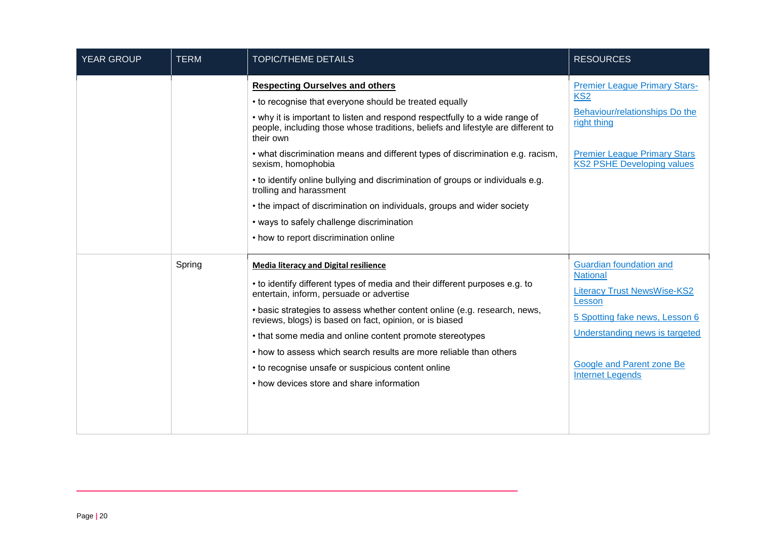| YEAR GROUP | TERM | TOPIC/THEME DETAILS | RESOURCES |
|---|---|---|---|
| | | **Respecting Ourselves and others**<br>• to recognise that everyone should be treated equally<br>• why it is important to listen and respond respectfully to a wide range of people, including those whose traditions, beliefs and lifestyle are different to their own<br>• what discrimination means and different types of discrimination e.g. racism, sexism, homophobia<br>• to identify online bullying and discrimination of groups or individuals e.g. trolling and harassment<br>• the impact of discrimination on individuals, groups and wider society<br>• ways to safely challenge discrimination<br>• how to report discrimination online | Premier League Primary Stars-KS2<br>Behaviour/relationships Do the right thing<br><br>Premier League Primary Stars KS2 PSHE Developing values |
| | Spring | **Media literacy and Digital resilience**<br>• to identify different types of media and their different purposes e.g. to entertain, inform, persuade or advertise<br>• basic strategies to assess whether content online (e.g. research, news, reviews, blogs) is based on fact, opinion, or is biased<br>• that some media and online content promote stereotypes<br>• how to assess which search results are more reliable than others<br>• to recognise unsafe or suspicious content online<br>• how devices store and share information | Guardian foundation and National<br>Literacy Trust NewsWise-KS2 Lesson<br>5 Spotting fake news, Lesson 6<br>Understanding news is targeted<br><br>Google and Parent zone Be Internet Legends |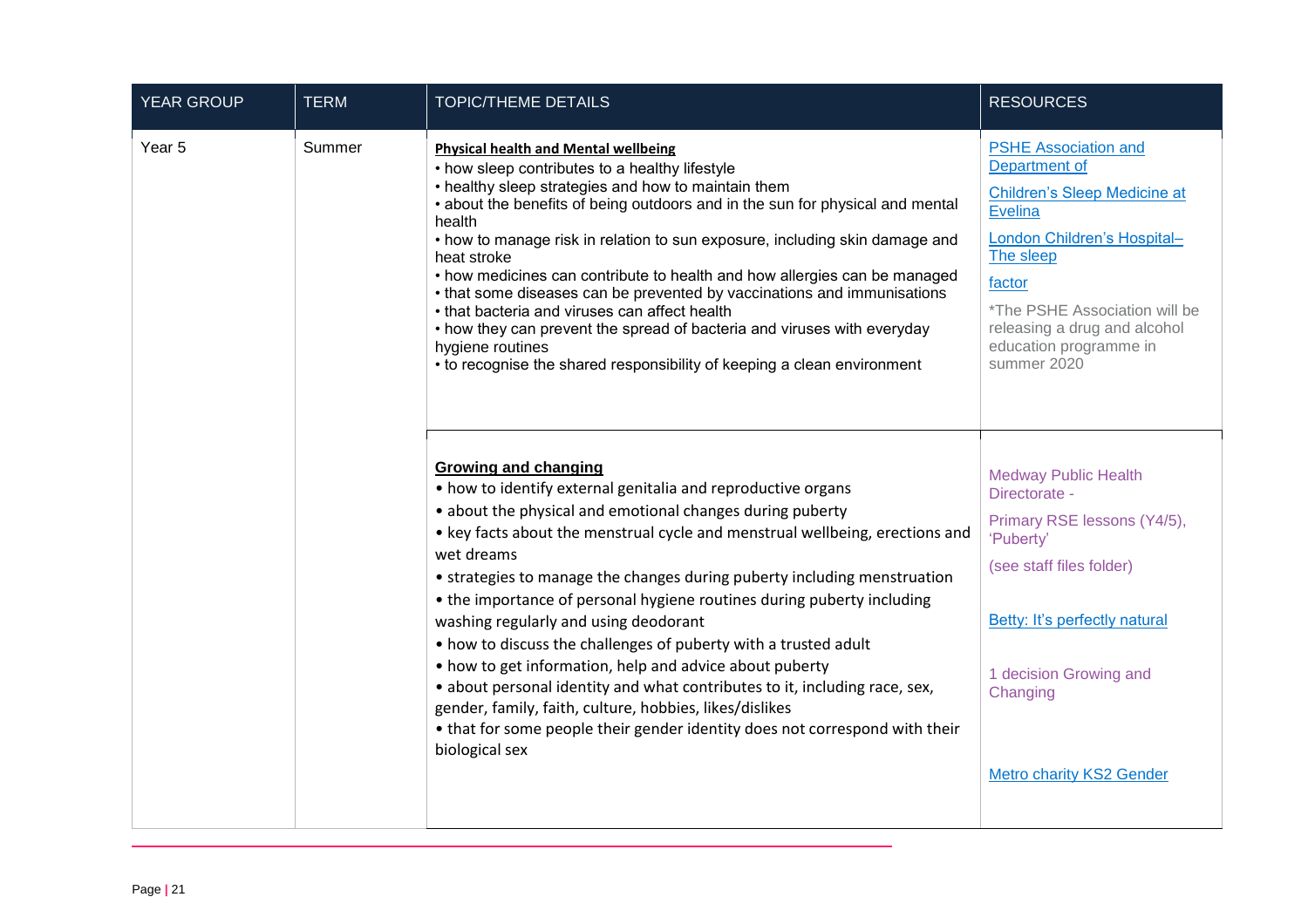| YEAR GROUP | TERM | TOPIC/THEME DETAILS | RESOURCES |
|---|---|---|---|
| Year 5 | Summer | **Physical health and Mental wellbeing**<br>• how sleep contributes to a healthy lifestyle<br>• healthy sleep strategies and how to maintain them<br>• about the benefits of being outdoors and in the sun for physical and mental health<br>• how to manage risk in relation to sun exposure, including skin damage and heat stroke<br>• how medicines can contribute to health and how allergies can be managed<br>• that some diseases can be prevented by vaccinations and immunisations<br>• that bacteria and viruses can affect health<br>• how they can prevent the spread of bacteria and viruses with everyday hygiene routines<br>• to recognise the shared responsibility of keeping a clean environment | PSHE Association and Department of<br><br>Children's Sleep Medicine at Evelina<br><br>London Children's Hospital– The sleep<br><br>factor<br><br>*The PSHE Association will be releasing a drug and alcohol education programme in summer 2020 |
| | | **Growing and changing**<br>• how to identify external genitalia and reproductive organs<br>• about the physical and emotional changes during puberty<br>• key facts about the menstrual cycle and menstrual wellbeing, erections and wet dreams<br>• strategies to manage the changes during puberty including menstruation<br>• the importance of personal hygiene routines during puberty including washing regularly and using deodorant<br>• how to discuss the challenges of puberty with a trusted adult<br>• how to get information, help and advice about puberty<br>• about personal identity and what contributes to it, including race, sex, gender, family, faith, culture, hobbies, likes/dislikes<br>• that for some people their gender identity does not correspond with their biological sex | Medway Public Health Directorate -<br><br>Primary RSE lessons (Y4/5), 'Puberty'<br><br>(see staff files folder)<br><br>Betty: It's perfectly natural<br><br>1 decision Growing and Changing<br><br>Metro charity KS2 Gender |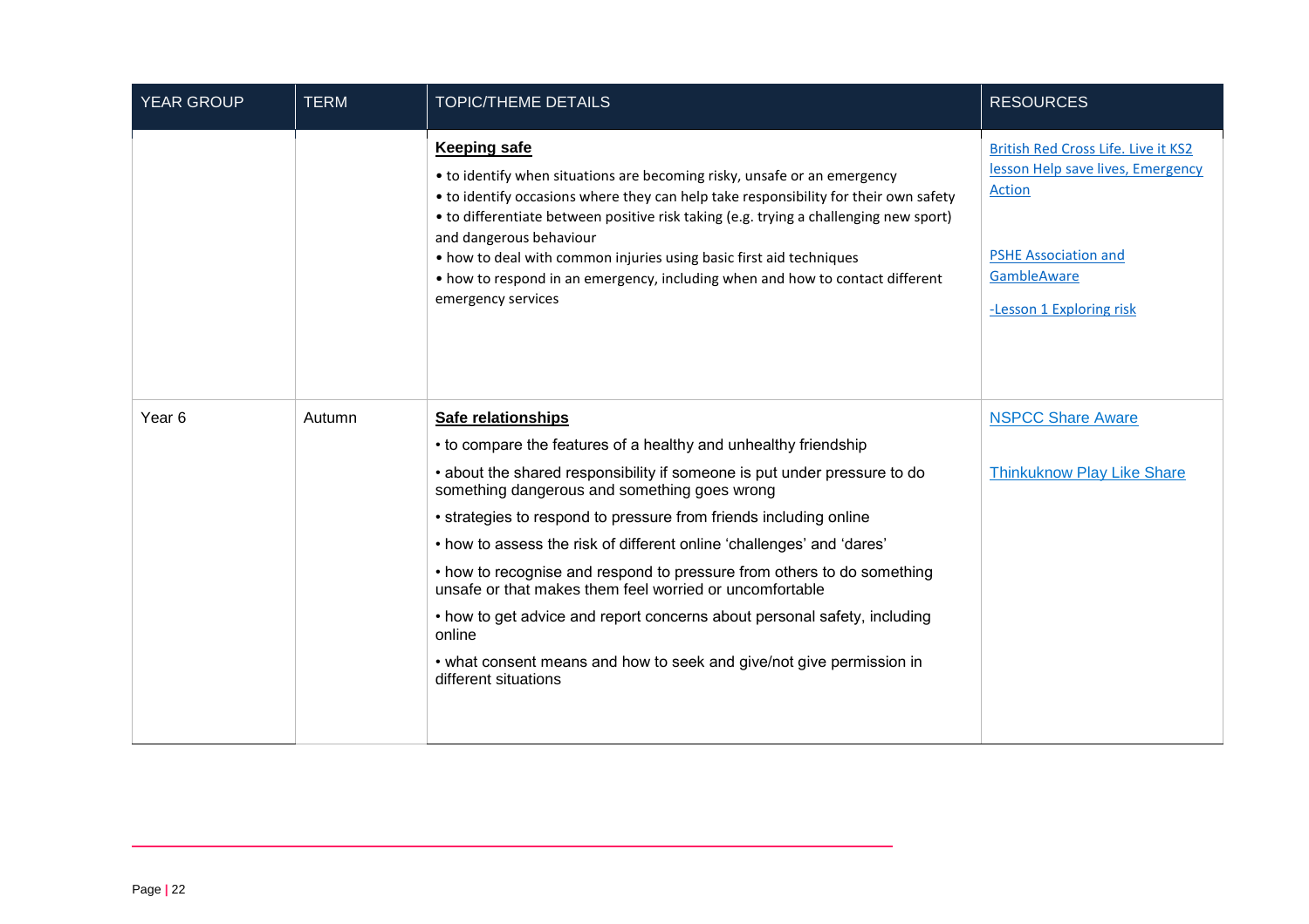| YEAR GROUP | TERM | TOPIC/THEME DETAILS | RESOURCES |
| --- | --- | --- | --- |
| | | **Keeping safe**<br>• to identify when situations are becoming risky, unsafe or an emergency<br>• to identify occasions where they can help take responsibility for their own safety<br>• to differentiate between positive risk taking (e.g. trying a challenging new sport) and dangerous behaviour<br>• how to deal with common injuries using basic first aid techniques<br>• how to respond in an emergency, including when and how to contact different emergency services | British Red Cross Life. Live it KS2 lesson Help save lives, Emergency Action<br><br>PSHE Association and GambleAware<br><br>-Lesson 1 Exploring risk |
| Year 6 | Autumn | **Safe relationships**<br>• to compare the features of a healthy and unhealthy friendship<br>• about the shared responsibility if someone is put under pressure to do something dangerous and something goes wrong<br>• strategies to respond to pressure from friends including online<br>• how to assess the risk of different online 'challenges' and 'dares'<br>• how to recognise and respond to pressure from others to do something unsafe or that makes them feel worried or uncomfortable<br>• how to get advice and report concerns about personal safety, including online<br>• what consent means and how to seek and give/not give permission in different situations | NSPCC Share Aware<br><br>Thinkuknow Play Like Share |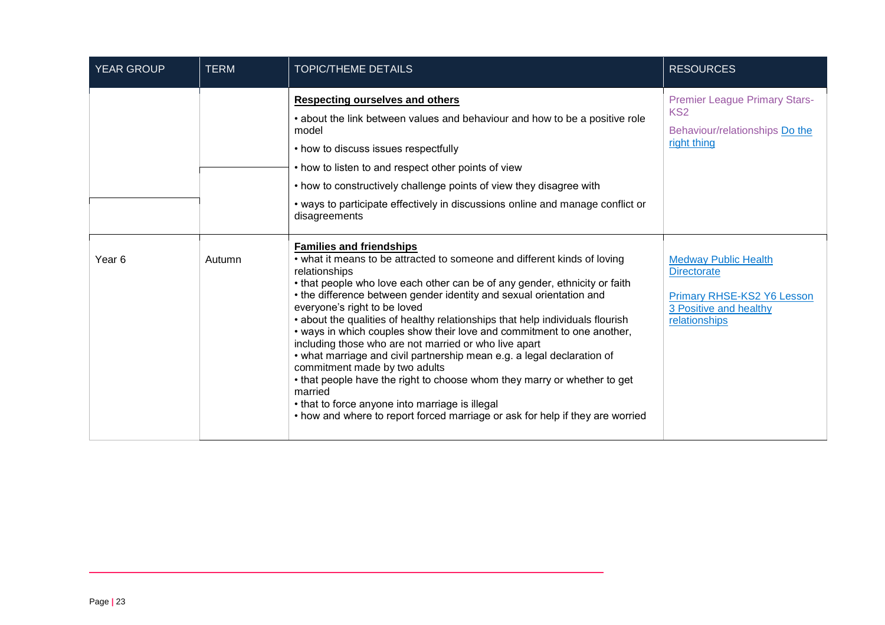| YEAR GROUP | TERM | TOPIC/THEME DETAILS | RESOURCES |
| --- | --- | --- | --- |
| | | **Respecting ourselves and others**<br>• about the link between values and behaviour and how to be a positive role model<br>• how to discuss issues respectfully<br>• how to listen to and respect other points of view<br>• how to constructively challenge points of view they disagree with<br>• ways to participate effectively in discussions online and manage conflict or disagreements | Premier League Primary Stars- KS2<br>Behaviour/relationships Do the right thing |
| Year 6 | Autumn | **Families and friendships**<br>• what it means to be attracted to someone and different kinds of loving relationships<br>• that people who love each other can be of any gender, ethnicity or faith<br>• the difference between gender identity and sexual orientation and everyone's right to be loved<br>• about the qualities of healthy relationships that help individuals flourish<br>• ways in which couples show their love and commitment to one another, including those who are not married or who live apart<br>• what marriage and civil partnership mean e.g. a legal declaration of commitment made by two adults<br>• that people have the right to choose whom they marry or whether to get married<br>• that to force anyone into marriage is illegal<br>• how and where to report forced marriage or ask for help if they are worried | Medway Public Health Directorate<br><br>Primary RHSE-KS2 Y6 Lesson 3 Positive and healthy relationships |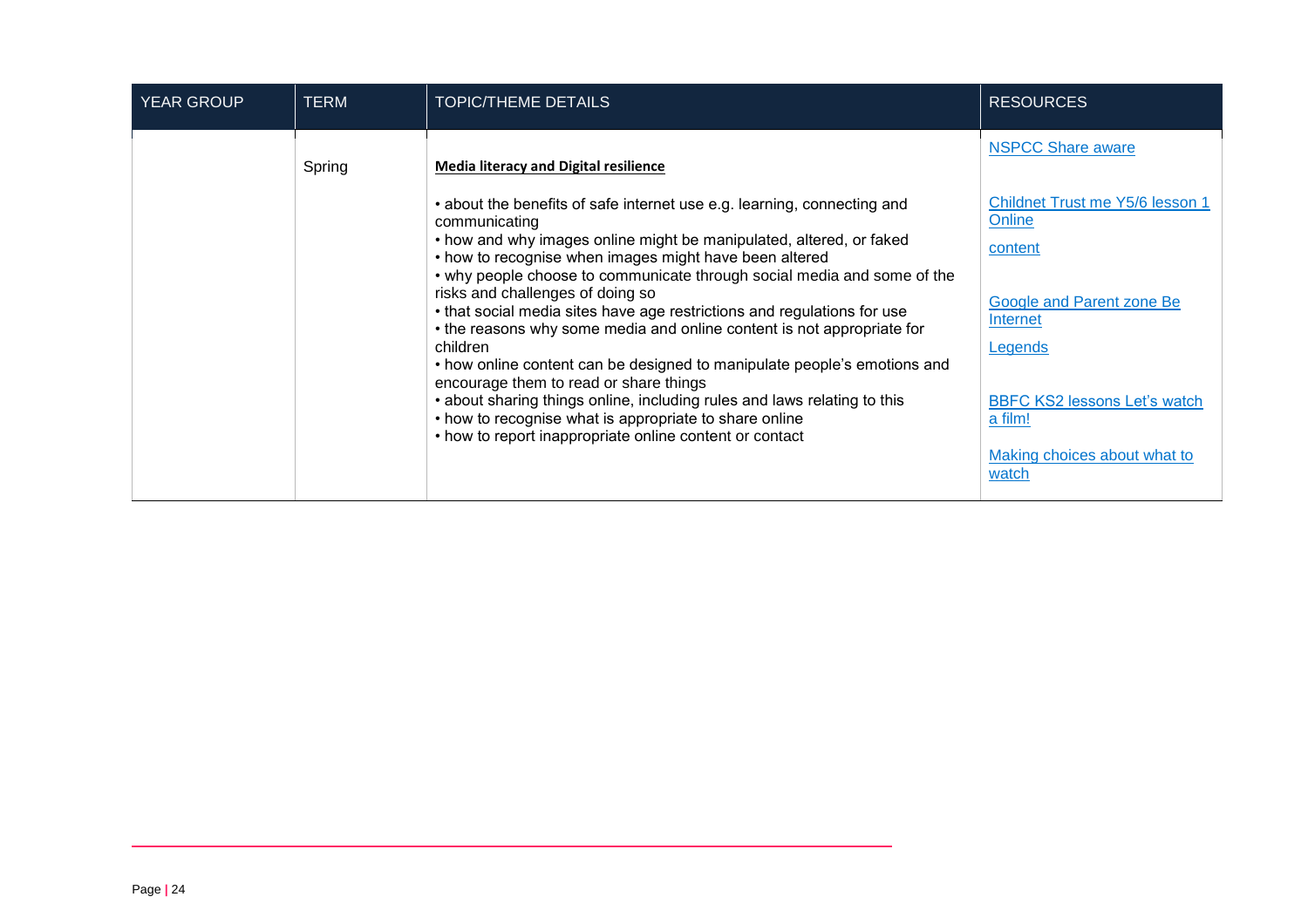| YEAR GROUP | TERM | TOPIC/THEME DETAILS | RESOURCES |
|---|---|---|---|
| | Spring | **Media literacy and Digital resilience**<br><br>• about the benefits of safe internet use e.g. learning, connecting and communicating<br>• how and why images online might be manipulated, altered, or faked<br>• how to recognise when images might have been altered<br>• why people choose to communicate through social media and some of the risks and challenges of doing so<br>• that social media sites have age restrictions and regulations for use<br>• the reasons why some media and online content is not appropriate for children<br>• how online content can be designed to manipulate people's emotions and encourage them to read or share things<br>• about sharing things online, including rules and laws relating to this<br>• how to recognise what is appropriate to share online<br>• how to report inappropriate online content or contact | NSPCC Share aware<br><br>Childnet Trust me Y5/6 lesson 1 Online content<br><br>Google and Parent zone Be Internet Legends<br><br>BBFC KS2 lessons Let's watch a film!<br><br>Making choices about what to watch |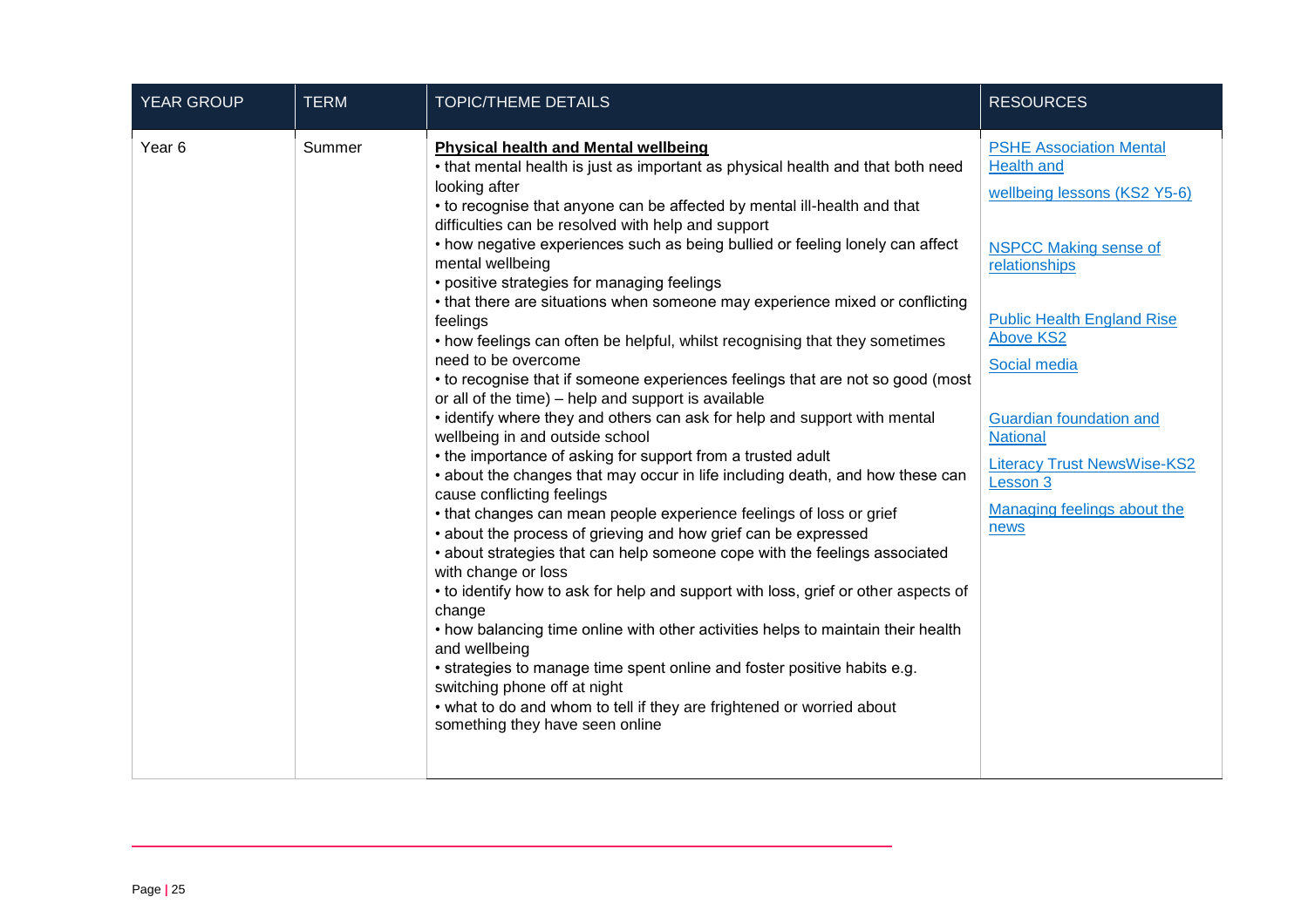| YEAR GROUP | TERM | TOPIC/THEME DETAILS | RESOURCES |
|---|---|---|---|
| Year 6 | Summer | **Physical health and Mental wellbeing**<br>• that mental health is just as important as physical health and that both need looking after<br>• to recognise that anyone can be affected by mental ill-health and that difficulties can be resolved with help and support<br>• how negative experiences such as being bullied or feeling lonely can affect mental wellbeing<br>• positive strategies for managing feelings<br>• that there are situations when someone may experience mixed or conflicting feelings<br>• how feelings can often be helpful, whilst recognising that they sometimes need to be overcome<br>• to recognise that if someone experiences feelings that are not so good (most or all of the time) – help and support is available<br>• identify where they and others can ask for help and support with mental wellbeing in and outside school<br>• the importance of asking for support from a trusted adult<br>• about the changes that may occur in life including death, and how these can cause conflicting feelings<br>• that changes can mean people experience feelings of loss or grief<br>• about the process of grieving and how grief can be expressed<br>• about strategies that can help someone cope with the feelings associated with change or loss<br>• to identify how to ask for help and support with loss, grief or other aspects of change<br>• how balancing time online with other activities helps to maintain their health and wellbeing<br>• strategies to manage time spent online and foster positive habits e.g. switching phone off at night<br>• what to do and whom to tell if they are frightened or worried about something they have seen online | PSHE Association Mental Health and<br>wellbeing lessons (KS2 Y5-6)<br><br>NSPCC Making sense of relationships<br><br>Public Health England Rise Above KS2<br>Social media<br><br>Guardian foundation and National<br>Literacy Trust NewsWise-KS2 Lesson 3<br>Managing feelings about the news |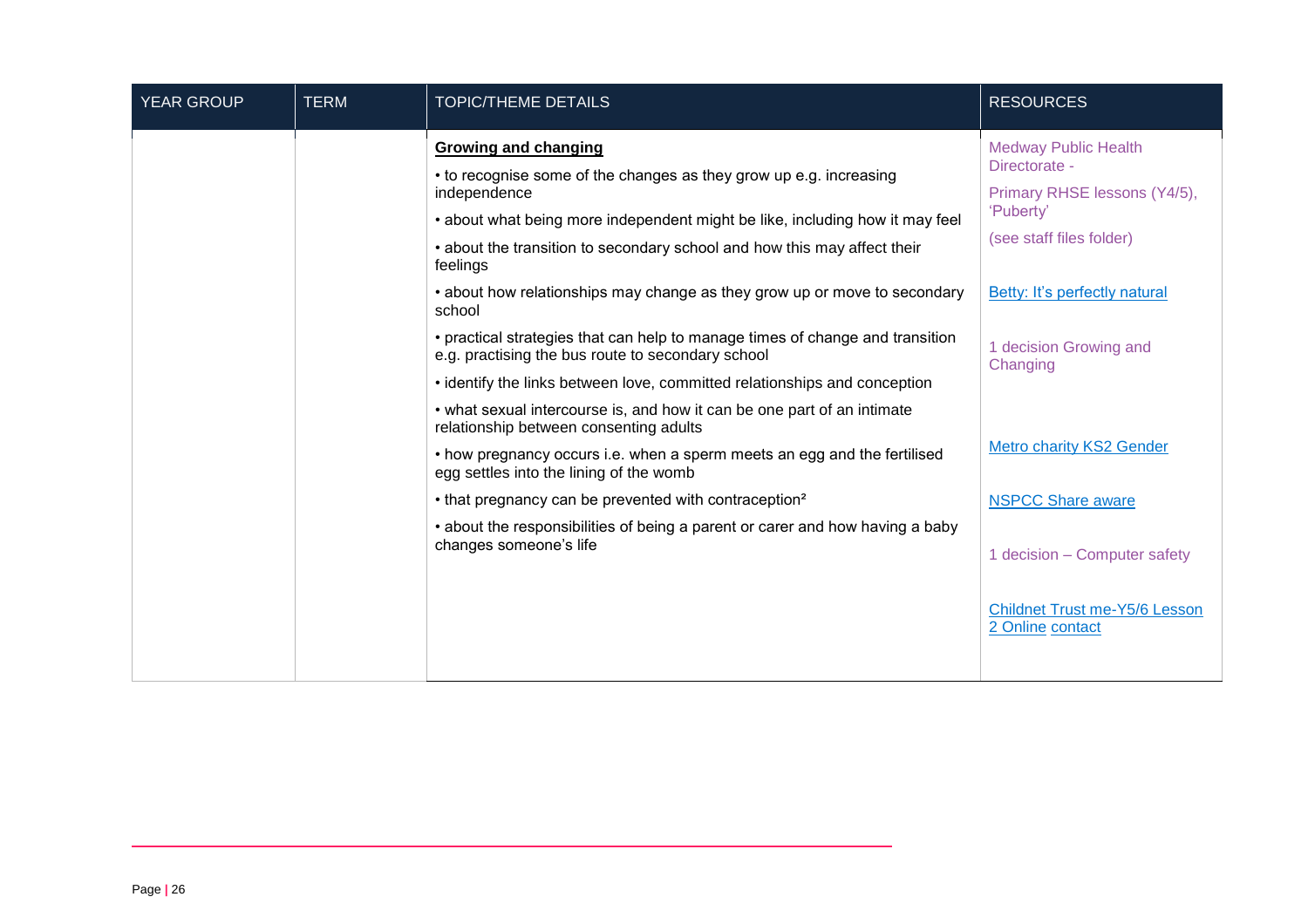| YEAR GROUP | TERM | TOPIC/THEME DETAILS | RESOURCES |
|---|---|---|---|
| | | **Growing and changing**<br>• to recognise some of the changes as they grow up e.g. increasing independence<br>• about what being more independent might be like, including how it may feel<br>• about the transition to secondary school and how this may affect their feelings<br>• about how relationships may change as they grow up or move to secondary school<br>• practical strategies that can help to manage times of change and transition e.g. practising the bus route to secondary school<br>• identify the links between love, committed relationships and conception<br>• what sexual intercourse is, and how it can be one part of an intimate relationship between consenting adults<br>• how pregnancy occurs i.e. when a sperm meets an egg and the fertilised egg settles into the lining of the womb<br>• that pregnancy can be prevented with contraception²<br>• about the responsibilities of being a parent or carer and how having a baby changes someone's life | Medway Public Health Directorate -<br>Primary RHSE lessons (Y4/5), 'Puberty'<br>(see staff files folder)<br><br>Betty: It's perfectly natural<br><br>1 decision Growing and Changing<br><br>Metro charity KS2 Gender<br><br>NSPCC Share aware<br><br>1 decision – Computer safety<br><br>Childnet Trust me-Y5/6 Lesson 2 Online contact |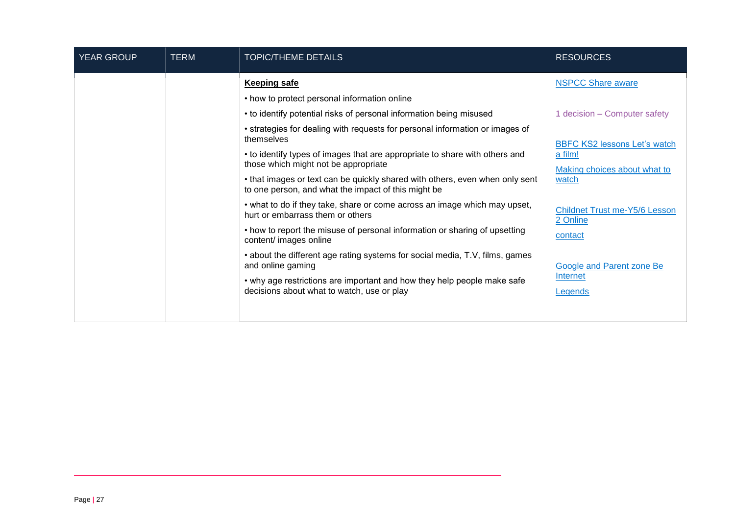| YEAR GROUP | TERM | TOPIC/THEME DETAILS | RESOURCES |
|---|---|---|---|
| | | **Keeping safe**<br>• how to protect personal information online<br>• to identify potential risks of personal information being misused<br>• strategies for dealing with requests for personal information or images of themselves<br>• to identify types of images that are appropriate to share with others and those which might not be appropriate<br>• that images or text can be quickly shared with others, even when only sent to one person, and what the impact of this might be<br>• what to do if they take, share or come across an image which may upset, hurt or embarrass them or others<br>• how to report the misuse of personal information or sharing of upsetting content/ images online<br>• about the different age rating systems for social media, T.V, films, games and online gaming<br>• why age restrictions are important and how they help people make safe decisions about what to watch, use or play | NSPCC Share aware<br><br>1 decision – Computer safety<br><br>BBFC KS2 lessons Let's watch a film!<br>Making choices about what to watch<br><br>Childnet Trust me-Y5/6 Lesson 2 Online contact<br><br>Google and Parent zone Be Internet Legends |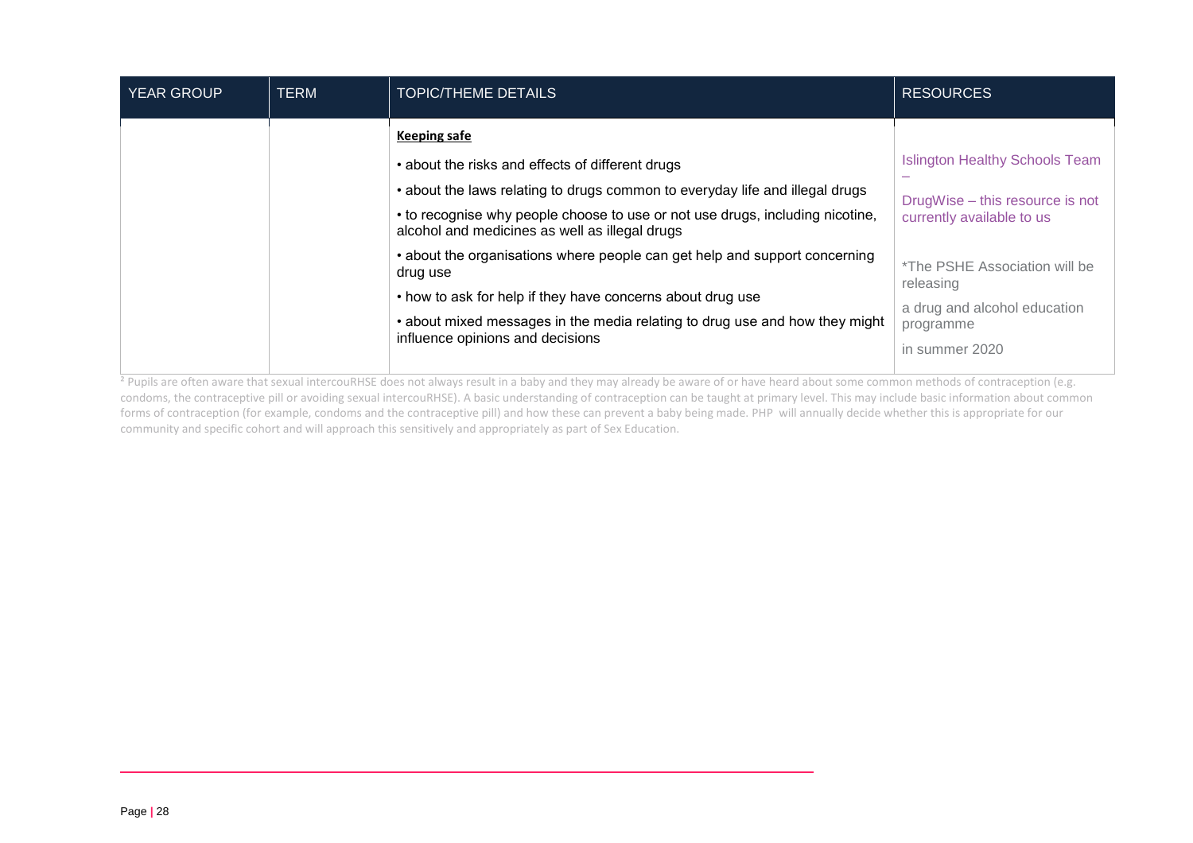| YEAR GROUP | TERM | TOPIC/THEME DETAILS | RESOURCES |
|---|---|---|---|
| | | **Keeping safe**<br>• about the risks and effects of different drugs<br>• about the laws relating to drugs common to everyday life and illegal drugs<br>• to recognise why people choose to use or not use drugs, including nicotine, alcohol and medicines as well as illegal drugs<br>• about the organisations where people can get help and support concerning drug use<br>• how to ask for help if they have concerns about drug use<br>• about mixed messages in the media relating to drug use and how they might influence opinions and decisions | Islington Healthy Schools Team –<br>DrugWise – this resource is not currently available to us<br><br>*The PSHE Association will be releasing<br>a drug and alcohol education programme<br>in summer 2020 |

[2] Pupils are often aware that sexual intercouRHSE does not always result in a baby and they may already be aware of or have heard about some common methods of contraception (e.g. condoms, the contraceptive pill or avoiding sexual intercouRHSE). A basic understanding of contraception can be taught at primary level. This may include basic information about common forms of contraception (for example, condoms and the contraceptive pill) and how these can prevent a baby being made. PHP will annually decide whether this is appropriate for our community and specific cohort and will approach this sensitively and appropriately as part of Sex Education.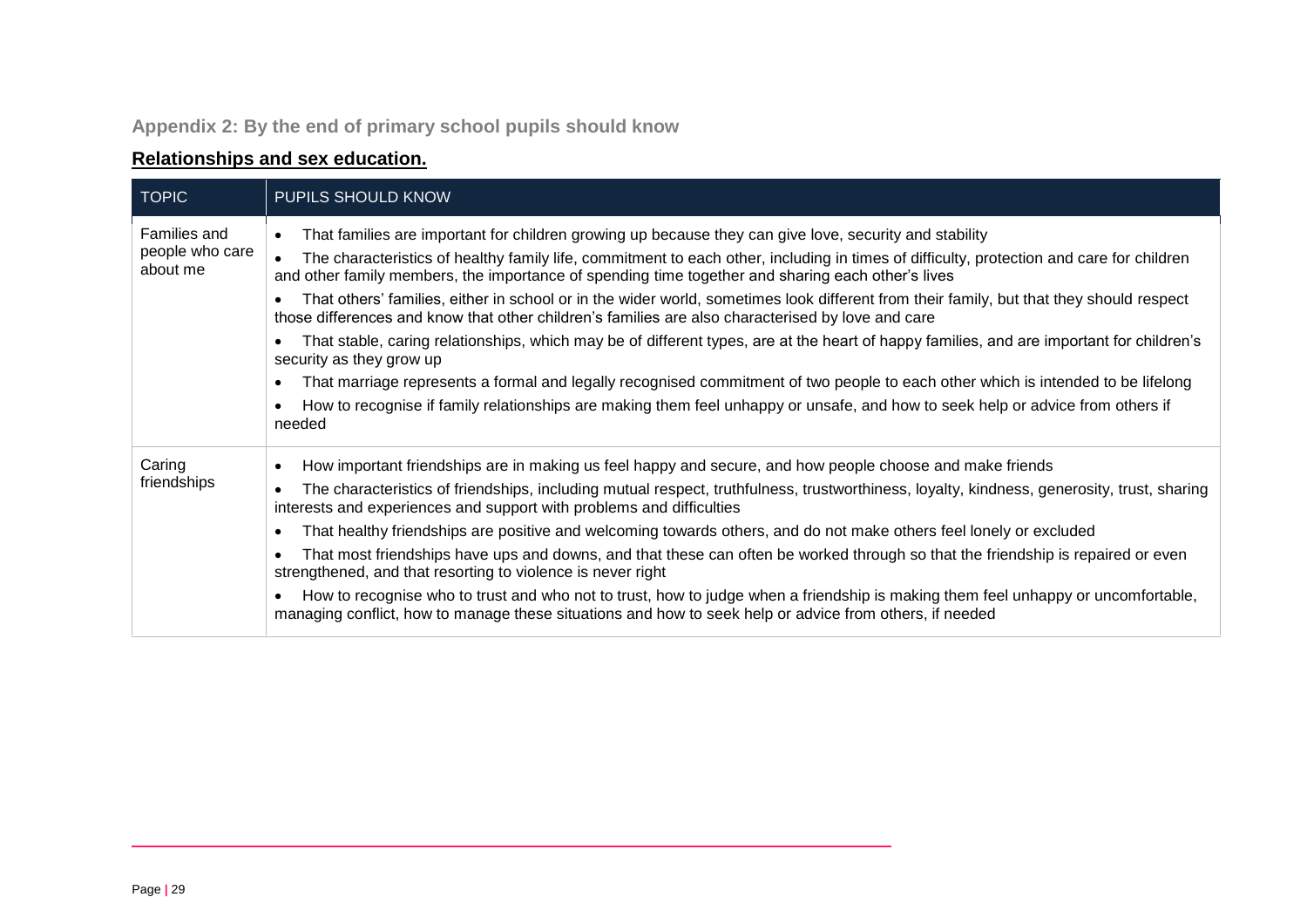### Appendix 2: By the end of primary school pupils should know

**Relationships and sex education.**

| TOPIC | PUPILS SHOULD KNOW |
|---|---|
| Families and people who care about me | • That families are important for children growing up because they can give love, security and stability<br>• The characteristics of healthy family life, commitment to each other, including in times of difficulty, protection and care for children and other family members, the importance of spending time together and sharing each other's lives<br>• That others' families, either in school or in the wider world, sometimes look different from their family, but that they should respect those differences and know that other children's families are also characterised by love and care<br>• That stable, caring relationships, which may be of different types, are at the heart of happy families, and are important for children's security as they grow up<br>• That marriage represents a formal and legally recognised commitment of two people to each other which is intended to be lifelong<br>• How to recognise if family relationships are making them feel unhappy or unsafe, and how to seek help or advice from others if needed |
| Caring friendships | • How important friendships are in making us feel happy and secure, and how people choose and make friends<br>• The characteristics of friendships, including mutual respect, truthfulness, trustworthiness, loyalty, kindness, generosity, trust, sharing interests and experiences and support with problems and difficulties<br>• That healthy friendships are positive and welcoming towards others, and do not make others feel lonely or excluded<br>• That most friendships have ups and downs, and that these can often be worked through so that the friendship is repaired or even strengthened, and that resorting to violence is never right<br>• How to recognise who to trust and who not to trust, how to judge when a friendship is making them feel unhappy or uncomfortable, managing conflict, how to manage these situations and how to seek help or advice from others, if needed |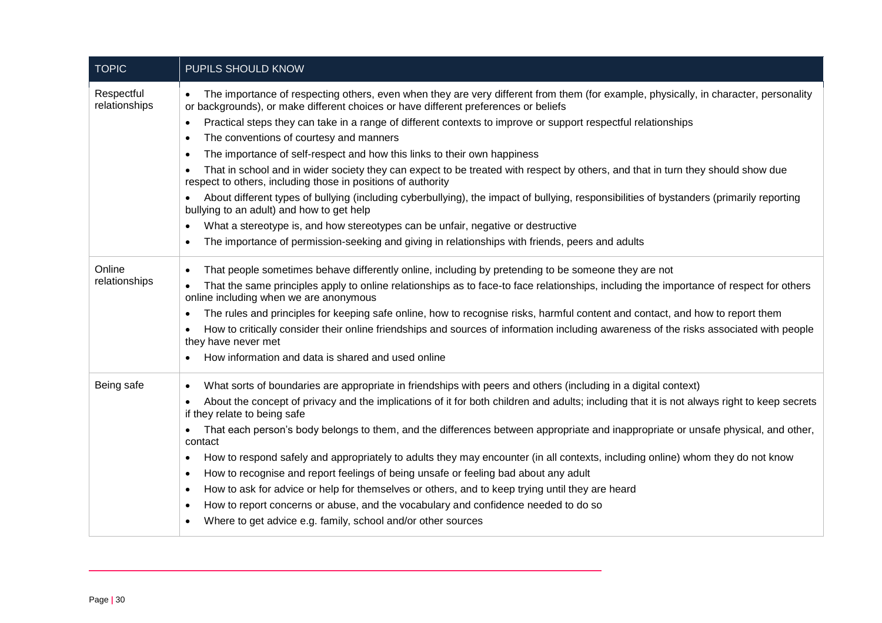| TOPIC | PUPILS SHOULD KNOW |
|---|---|
| Respectful relationships | • The importance of respecting others, even when they are very different from them (for example, physically, in character, personality or backgrounds), or make different choices or have different preferences or beliefs<br>• Practical steps they can take in a range of different contexts to improve or support respectful relationships<br>• The conventions of courtesy and manners<br>• The importance of self-respect and how this links to their own happiness<br>• That in school and in wider society they can expect to be treated with respect by others, and that in turn they should show due respect to others, including those in positions of authority<br>• About different types of bullying (including cyberbullying), the impact of bullying, responsibilities of bystanders (primarily reporting bullying to an adult) and how to get help<br>• What a stereotype is, and how stereotypes can be unfair, negative or destructive<br>• The importance of permission-seeking and giving in relationships with friends, peers and adults |
| Online relationships | • That people sometimes behave differently online, including by pretending to be someone they are not<br>• That the same principles apply to online relationships as to face-to face relationships, including the importance of respect for others online including when we are anonymous<br>• The rules and principles for keeping safe online, how to recognise risks, harmful content and contact, and how to report them<br>• How to critically consider their online friendships and sources of information including awareness of the risks associated with people they have never met<br>• How information and data is shared and used online |
| Being safe | • What sorts of boundaries are appropriate in friendships with peers and others (including in a digital context)<br>• About the concept of privacy and the implications of it for both children and adults; including that it is not always right to keep secrets if they relate to being safe<br>• That each person's body belongs to them, and the differences between appropriate and inappropriate or unsafe physical, and other, contact<br>• How to respond safely and appropriately to adults they may encounter (in all contexts, including online) whom they do not know<br>• How to recognise and report feelings of being unsafe or feeling bad about any adult<br>• How to ask for advice or help for themselves or others, and to keep trying until they are heard<br>• How to report concerns or abuse, and the vocabulary and confidence needed to do so<br>• Where to get advice e.g. family, school and/or other sources |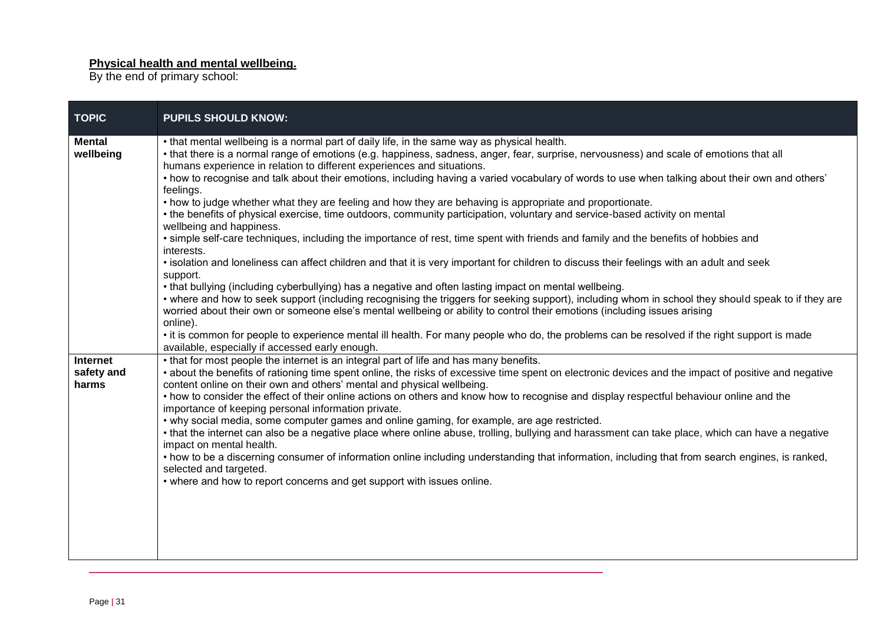**Physical health and mental wellbeing.**

By the end of primary school:

| TOPIC | PUPILS SHOULD KNOW: |
|---|---|
| **Mental wellbeing** | • that mental wellbeing is a normal part of daily life, in the same way as physical health.<br>• that there is a normal range of emotions (e.g. happiness, sadness, anger, fear, surprise, nervousness) and scale of emotions that all humans experience in relation to different experiences and situations.<br>• how to recognise and talk about their emotions, including having a varied vocabulary of words to use when talking about their own and others' feelings.<br>• how to judge whether what they are feeling and how they are behaving is appropriate and proportionate.<br>• the benefits of physical exercise, time outdoors, community participation, voluntary and service-based activity on mental wellbeing and happiness.<br>• simple self-care techniques, including the importance of rest, time spent with friends and family and the benefits of hobbies and interests.<br>• isolation and loneliness can affect children and that it is very important for children to discuss their feelings with an adult and seek support.<br>• that bullying (including cyberbullying) has a negative and often lasting impact on mental wellbeing.<br>• where and how to seek support (including recognising the triggers for seeking support), including whom in school they should speak to if they are worried about their own or someone else's mental wellbeing or ability to control their emotions (including issues arising online).<br>• it is common for people to experience mental ill health. For many people who do, the problems can be resolved if the right support is made available, especially if accessed early enough. |
| **Internet safety and harms** | • that for most people the internet is an integral part of life and has many benefits.<br>• about the benefits of rationing time spent online, the risks of excessive time spent on electronic devices and the impact of positive and negative content online on their own and others' mental and physical wellbeing.<br>• how to consider the effect of their online actions on others and know how to recognise and display respectful behaviour online and the importance of keeping personal information private.<br>• why social media, some computer games and online gaming, for example, are age restricted.<br>• that the internet can also be a negative place where online abuse, trolling, bullying and harassment can take place, which can have a negative impact on mental health.<br>• how to be a discerning consumer of information online including understanding that information, including that from search engines, is ranked, selected and targeted.<br>• where and how to report concerns and get support with issues online. |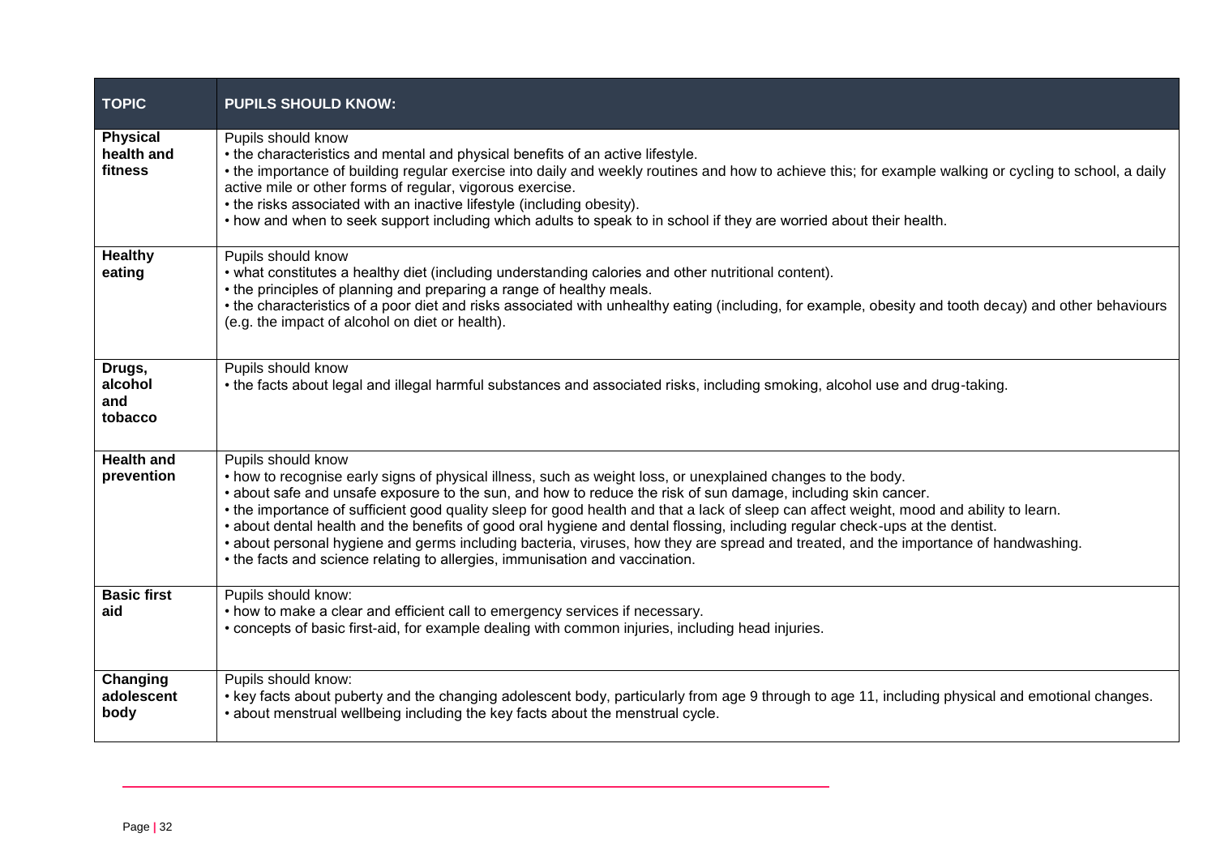| TOPIC | PUPILS SHOULD KNOW: |
|---|---|
| **Physical health and fitness** | Pupils should know<br>• the characteristics and mental and physical benefits of an active lifestyle.<br>• the importance of building regular exercise into daily and weekly routines and how to achieve this; for example walking or cycling to school, a daily active mile or other forms of regular, vigorous exercise.<br>• the risks associated with an inactive lifestyle (including obesity).<br>• how and when to seek support including which adults to speak to in school if they are worried about their health. |
| **Healthy eating** | Pupils should know<br>• what constitutes a healthy diet (including understanding calories and other nutritional content).<br>• the principles of planning and preparing a range of healthy meals.<br>• the characteristics of a poor diet and risks associated with unhealthy eating (including, for example, obesity and tooth decay) and other behaviours (e.g. the impact of alcohol on diet or health). |
| **Drugs, alcohol and tobacco** | Pupils should know<br>• the facts about legal and illegal harmful substances and associated risks, including smoking, alcohol use and drug-taking. |
| **Health and prevention** | Pupils should know<br>• how to recognise early signs of physical illness, such as weight loss, or unexplained changes to the body.<br>• about safe and unsafe exposure to the sun, and how to reduce the risk of sun damage, including skin cancer.<br>• the importance of sufficient good quality sleep for good health and that a lack of sleep can affect weight, mood and ability to learn.<br>• about dental health and the benefits of good oral hygiene and dental flossing, including regular check-ups at the dentist.<br>• about personal hygiene and germs including bacteria, viruses, how they are spread and treated, and the importance of handwashing.<br>• the facts and science relating to allergies, immunisation and vaccination. |
| **Basic first aid** | Pupils should know:<br>• how to make a clear and efficient call to emergency services if necessary.<br>• concepts of basic first-aid, for example dealing with common injuries, including head injuries. |
| **Changing adolescent body** | Pupils should know:<br>• key facts about puberty and the changing adolescent body, particularly from age 9 through to age 11, including physical and emotional changes.<br>• about menstrual wellbeing including the key facts about the menstrual cycle. |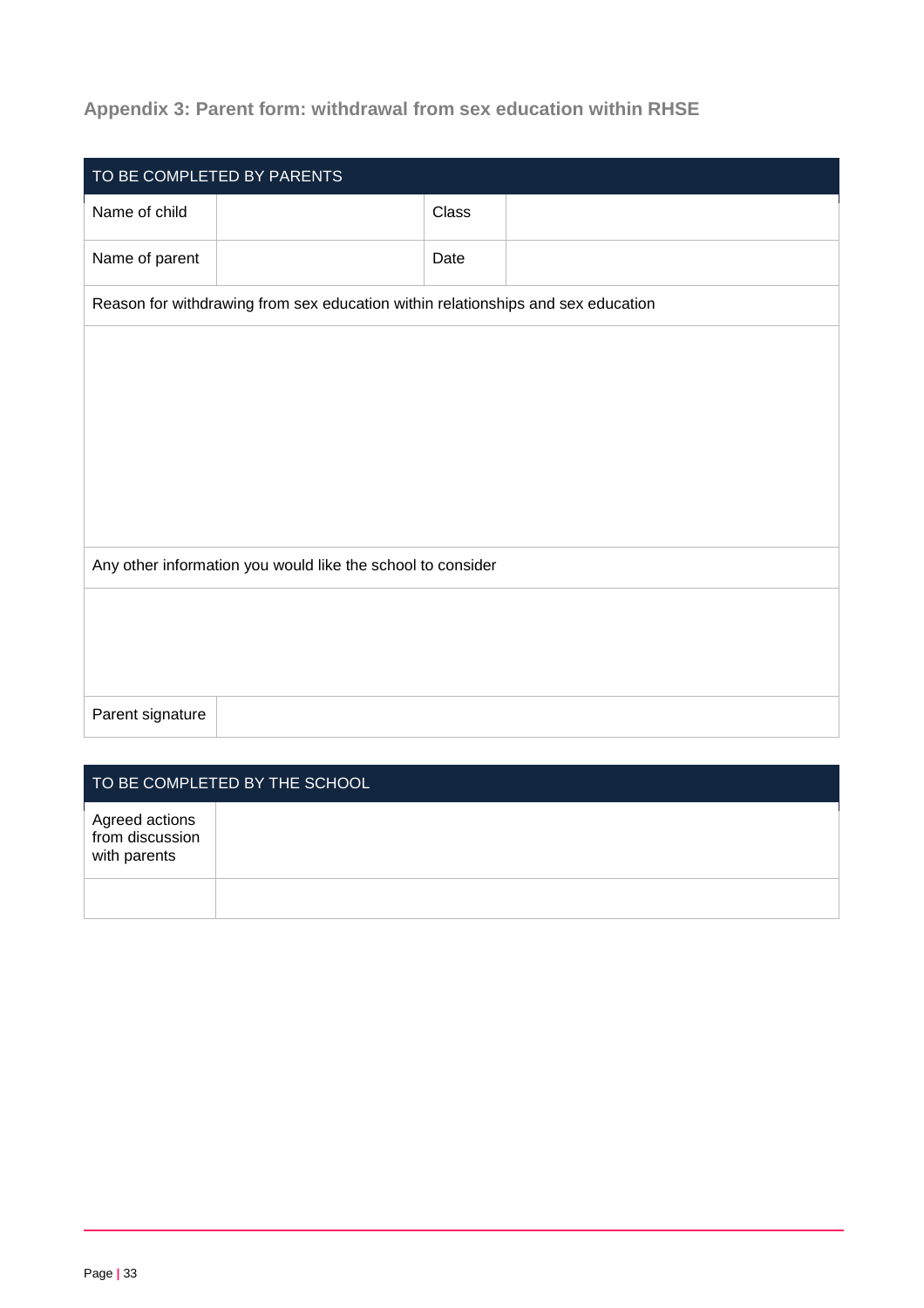### Appendix 3: Parent form: withdrawal from sex education within RHSE

| TO BE COMPLETED BY PARENTS | | | |
|---|---|---|---|
| Name of child | | Class | |
| Name of parent | | Date | |
| Reason for withdrawing from sex education within relationships and sex education | | | |
| | | | |
| Any other information you would like the school to consider | | | |
| | | | |
| Parent signature | | | |

| TO BE COMPLETED BY THE SCHOOL | |
|---|---|
| Agreed actions from discussion with parents | |
| | |